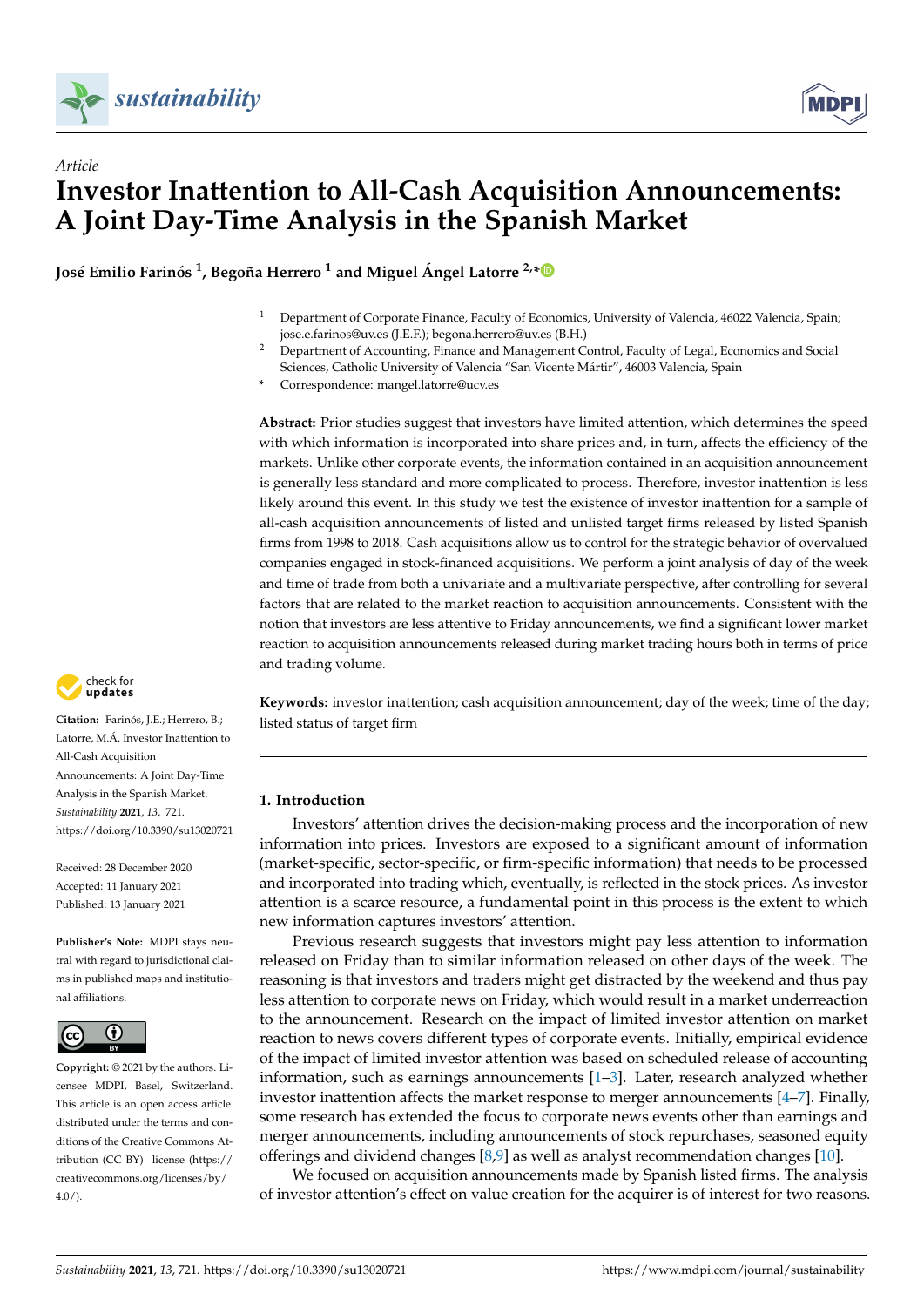*Article*

# Investor Inattention to All-Cash Acquisition Announcements: A Joint Day-Time Analysis in the Spanish Market

**José Emilio Farinós [1], Begoña Herrero [1] and Miguel Ángel Latorre [2,*]**

[1] Department of Corporate Finance, Faculty of Economics, University of Valencia, 46022 Valencia, Spain; jose.e.farinos@uv.es (J.E.F.); begona.herrero@uv.es (B.H.)

[2] Department of Accounting, Finance and Management Control, Faculty of Legal, Economics and Social Sciences, Catholic University of Valencia "San Vicente Mártir", 46003 Valencia, Spain

\* Correspondence: mangel.latorre@ucv.es

**Abstract:** Prior studies suggest that investors have limited attention, which determines the speed with which information is incorporated into share prices and, in turn, affects the efficiency of the markets. Unlike other corporate events, the information contained in an acquisition announcement is generally less standard and more complicated to process. Therefore, investor inattention is less likely around this event. In this study we test the existence of investor inattention for a sample of all-cash acquisition announcements of listed and unlisted target firms released by listed Spanish firms from 1998 to 2018. Cash acquisitions allow us to control for the strategic behavior of overvalued companies engaged in stock-financed acquisitions. We perform a joint analysis of day of the week and time of trade from both a univariate and a multivariate perspective, after controlling for several factors that are related to the market reaction to acquisition announcements. Consistent with the notion that investors are less attentive to Friday announcements, we find a significant lower market reaction to acquisition announcements released during market trading hours both in terms of price and trading volume.

**Keywords:** investor inattention; cash acquisition announcement; day of the week; time of the day; listed status of target firm

**Citation:** Farinós, J.E.; Herrero, B.; Latorre, M.Á. Investor Inattention to All-Cash Acquisition Announcements: A Joint Day-Time Analysis in the Spanish Market. *Sustainability* **2021**, *13*, 721. https://doi.org/10.3390/su13020721

Received: 28 December 2020
Accepted: 11 January 2021
Published: 13 January 2021

**Publisher's Note:** MDPI stays neutral with regard to jurisdictional claims in published maps and institutional affiliations.

**Copyright:** © 2021 by the authors. Licensee MDPI, Basel, Switzerland. This article is an open access article distributed under the terms and conditions of the Creative Commons Attribution (CC BY) license (https://creativecommons.org/licenses/by/4.0/).

## 1. Introduction

Investors' attention drives the decision-making process and the incorporation of new information into prices. Investors are exposed to a significant amount of information (market-specific, sector-specific, or firm-specific information) that needs to be processed and incorporated into trading which, eventually, is reflected in the stock prices. As investor attention is a scarce resource, a fundamental point in this process is the extent to which new information captures investors' attention.

Previous research suggests that investors might pay less attention to information released on Friday than to similar information released on other days of the week. The reasoning is that investors and traders might get distracted by the weekend and thus pay less attention to corporate news on Friday, which would result in a market underreaction to the announcement. Research on the impact of limited investor attention on market reaction to news covers different types of corporate events. Initially, empirical evidence of the impact of limited investor attention was based on scheduled release of accounting information, such as earnings announcements [1–3]. Later, research analyzed whether investor inattention affects the market response to merger announcements [4–7]. Finally, some research has extended the focus to corporate news events other than earnings and merger announcements, including announcements of stock repurchases, seasoned equity offerings and dividend changes [8,9] as well as analyst recommendation changes [10].

We focused on acquisition announcements made by Spanish listed firms. The analysis of investor attention's effect on value creation for the acquirer is of interest for two reasons.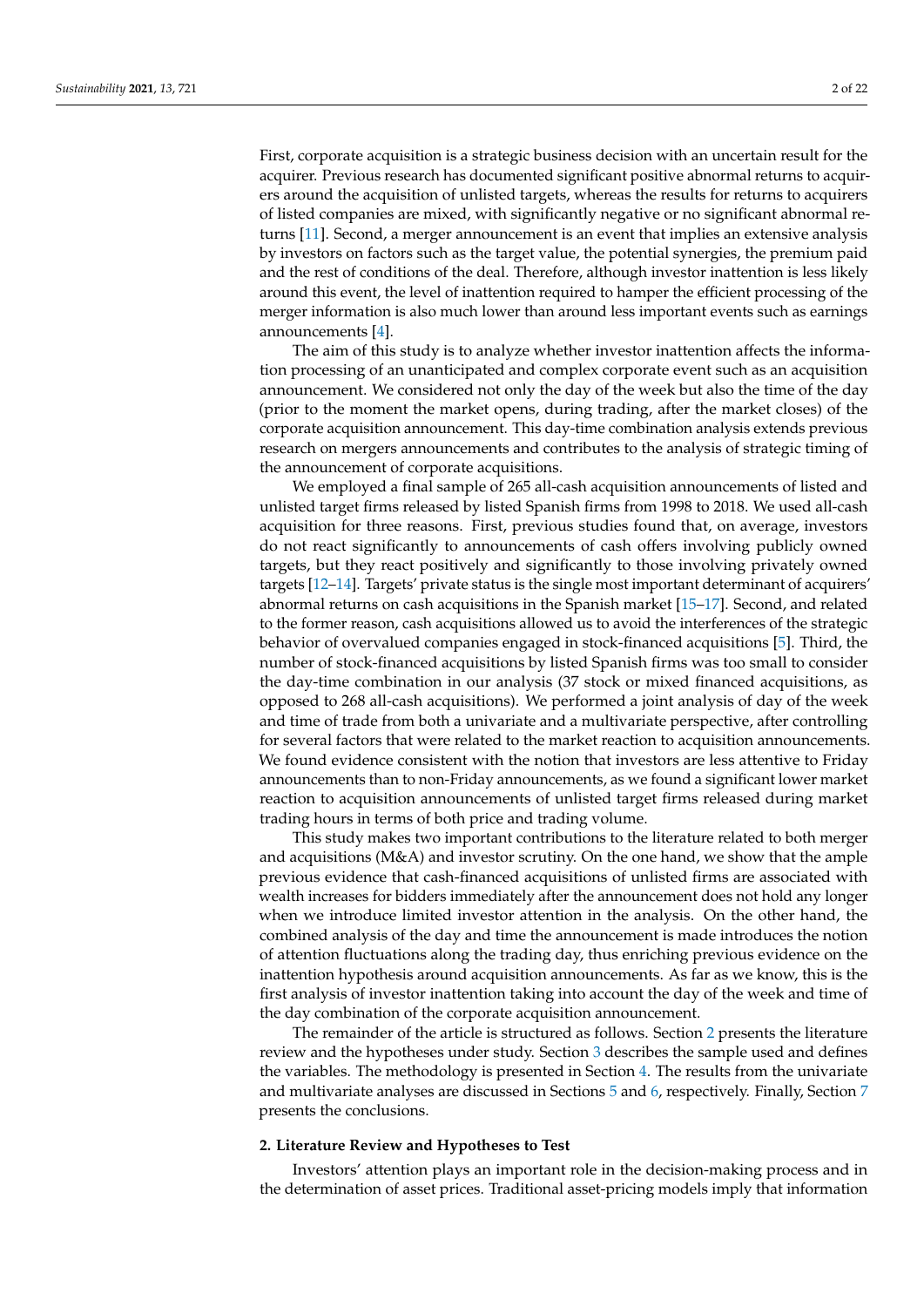First, corporate acquisition is a strategic business decision with an uncertain result for the acquirer. Previous research has documented significant positive abnormal returns to acquirers around the acquisition of unlisted targets, whereas the results for returns to acquirers of listed companies are mixed, with significantly negative or no significant abnormal returns [11]. Second, a merger announcement is an event that implies an extensive analysis by investors on factors such as the target value, the potential synergies, the premium paid and the rest of conditions of the deal. Therefore, although investor inattention is less likely around this event, the level of inattention required to hamper the efficient processing of the merger information is also much lower than around less important events such as earnings announcements [4].

The aim of this study is to analyze whether investor inattention affects the information processing of an unanticipated and complex corporate event such as an acquisition announcement. We considered not only the day of the week but also the time of the day (prior to the moment the market opens, during trading, after the market closes) of the corporate acquisition announcement. This day-time combination analysis extends previous research on mergers announcements and contributes to the analysis of strategic timing of the announcement of corporate acquisitions.

We employed a final sample of 265 all-cash acquisition announcements of listed and unlisted target firms released by listed Spanish firms from 1998 to 2018. We used all-cash acquisition for three reasons. First, previous studies found that, on average, investors do not react significantly to announcements of cash offers involving publicly owned targets, but they react positively and significantly to those involving privately owned targets [12–14]. Targets' private status is the single most important determinant of acquirers' abnormal returns on cash acquisitions in the Spanish market [15–17]. Second, and related to the former reason, cash acquisitions allowed us to avoid the interferences of the strategic behavior of overvalued companies engaged in stock-financed acquisitions [5]. Third, the number of stock-financed acquisitions by listed Spanish firms was too small to consider the day-time combination in our analysis (37 stock or mixed financed acquisitions, as opposed to 268 all-cash acquisitions). We performed a joint analysis of day of the week and time of trade from both a univariate and a multivariate perspective, after controlling for several factors that were related to the market reaction to acquisition announcements. We found evidence consistent with the notion that investors are less attentive to Friday announcements than to non-Friday announcements, as we found a significant lower market reaction to acquisition announcements of unlisted target firms released during market trading hours in terms of both price and trading volume.

This study makes two important contributions to the literature related to both merger and acquisitions (M&A) and investor scrutiny. On the one hand, we show that the ample previous evidence that cash-financed acquisitions of unlisted firms are associated with wealth increases for bidders immediately after the announcement does not hold any longer when we introduce limited investor attention in the analysis. On the other hand, the combined analysis of the day and time the announcement is made introduces the notion of attention fluctuations along the trading day, thus enriching previous evidence on the inattention hypothesis around acquisition announcements. As far as we know, this is the first analysis of investor inattention taking into account the day of the week and time of the day combination of the corporate acquisition announcement.

The remainder of the article is structured as follows. Section 2 presents the literature review and the hypotheses under study. Section 3 describes the sample used and defines the variables. The methodology is presented in Section 4. The results from the univariate and multivariate analyses are discussed in Sections 5 and 6, respectively. Finally, Section 7 presents the conclusions.

## 2. Literature Review and Hypotheses to Test

Investors' attention plays an important role in the decision-making process and in the determination of asset prices. Traditional asset-pricing models imply that information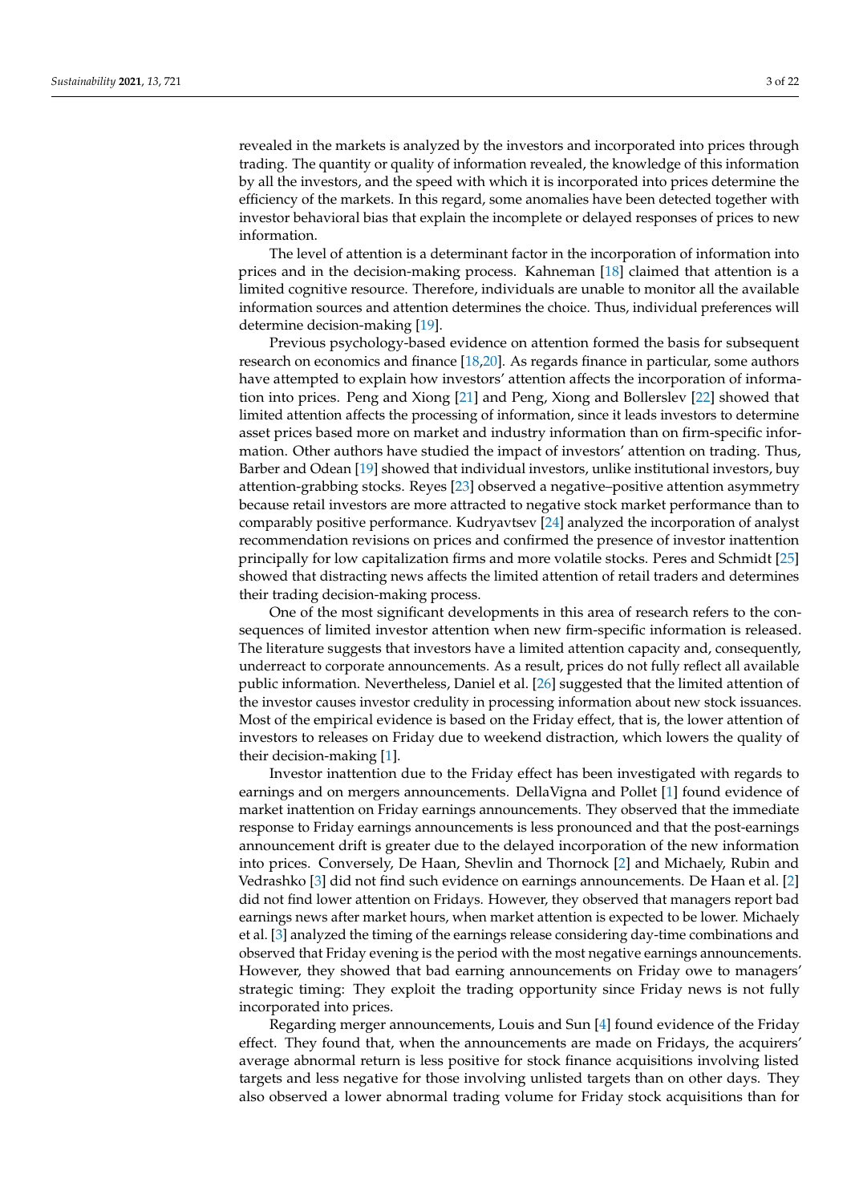revealed in the markets is analyzed by the investors and incorporated into prices through trading. The quantity or quality of information revealed, the knowledge of this information by all the investors, and the speed with which it is incorporated into prices determine the efficiency of the markets. In this regard, some anomalies have been detected together with investor behavioral bias that explain the incomplete or delayed responses of prices to new information.

The level of attention is a determinant factor in the incorporation of information into prices and in the decision-making process. Kahneman [18] claimed that attention is a limited cognitive resource. Therefore, individuals are unable to monitor all the available information sources and attention determines the choice. Thus, individual preferences will determine decision-making [19].

Previous psychology-based evidence on attention formed the basis for subsequent research on economics and finance [18,20]. As regards finance in particular, some authors have attempted to explain how investors' attention affects the incorporation of information into prices. Peng and Xiong [21] and Peng, Xiong and Bollerslev [22] showed that limited attention affects the processing of information, since it leads investors to determine asset prices based more on market and industry information than on firm-specific information. Other authors have studied the impact of investors' attention on trading. Thus, Barber and Odean [19] showed that individual investors, unlike institutional investors, buy attention-grabbing stocks. Reyes [23] observed a negative–positive attention asymmetry because retail investors are more attracted to negative stock market performance than to comparably positive performance. Kudryavtsev [24] analyzed the incorporation of analyst recommendation revisions on prices and confirmed the presence of investor inattention principally for low capitalization firms and more volatile stocks. Peres and Schmidt [25] showed that distracting news affects the limited attention of retail traders and determines their trading decision-making process.

One of the most significant developments in this area of research refers to the consequences of limited investor attention when new firm-specific information is released. The literature suggests that investors have a limited attention capacity and, consequently, underreact to corporate announcements. As a result, prices do not fully reflect all available public information. Nevertheless, Daniel et al. [26] suggested that the limited attention of the investor causes investor credulity in processing information about new stock issuances. Most of the empirical evidence is based on the Friday effect, that is, the lower attention of investors to releases on Friday due to weekend distraction, which lowers the quality of their decision-making [1].

Investor inattention due to the Friday effect has been investigated with regards to earnings and on mergers announcements. DellaVigna and Pollet [1] found evidence of market inattention on Friday earnings announcements. They observed that the immediate response to Friday earnings announcements is less pronounced and that the post-earnings announcement drift is greater due to the delayed incorporation of the new information into prices. Conversely, De Haan, Shevlin and Thornock [2] and Michaely, Rubin and Vedrashko [3] did not find such evidence on earnings announcements. De Haan et al. [2] did not find lower attention on Fridays. However, they observed that managers report bad earnings news after market hours, when market attention is expected to be lower. Michaely et al. [3] analyzed the timing of the earnings release considering day-time combinations and observed that Friday evening is the period with the most negative earnings announcements. However, they showed that bad earning announcements on Friday owe to managers' strategic timing: They exploit the trading opportunity since Friday news is not fully incorporated into prices.

Regarding merger announcements, Louis and Sun [4] found evidence of the Friday effect. They found that, when the announcements are made on Fridays, the acquirers' average abnormal return is less positive for stock finance acquisitions involving listed targets and less negative for those involving unlisted targets than on other days. They also observed a lower abnormal trading volume for Friday stock acquisitions than for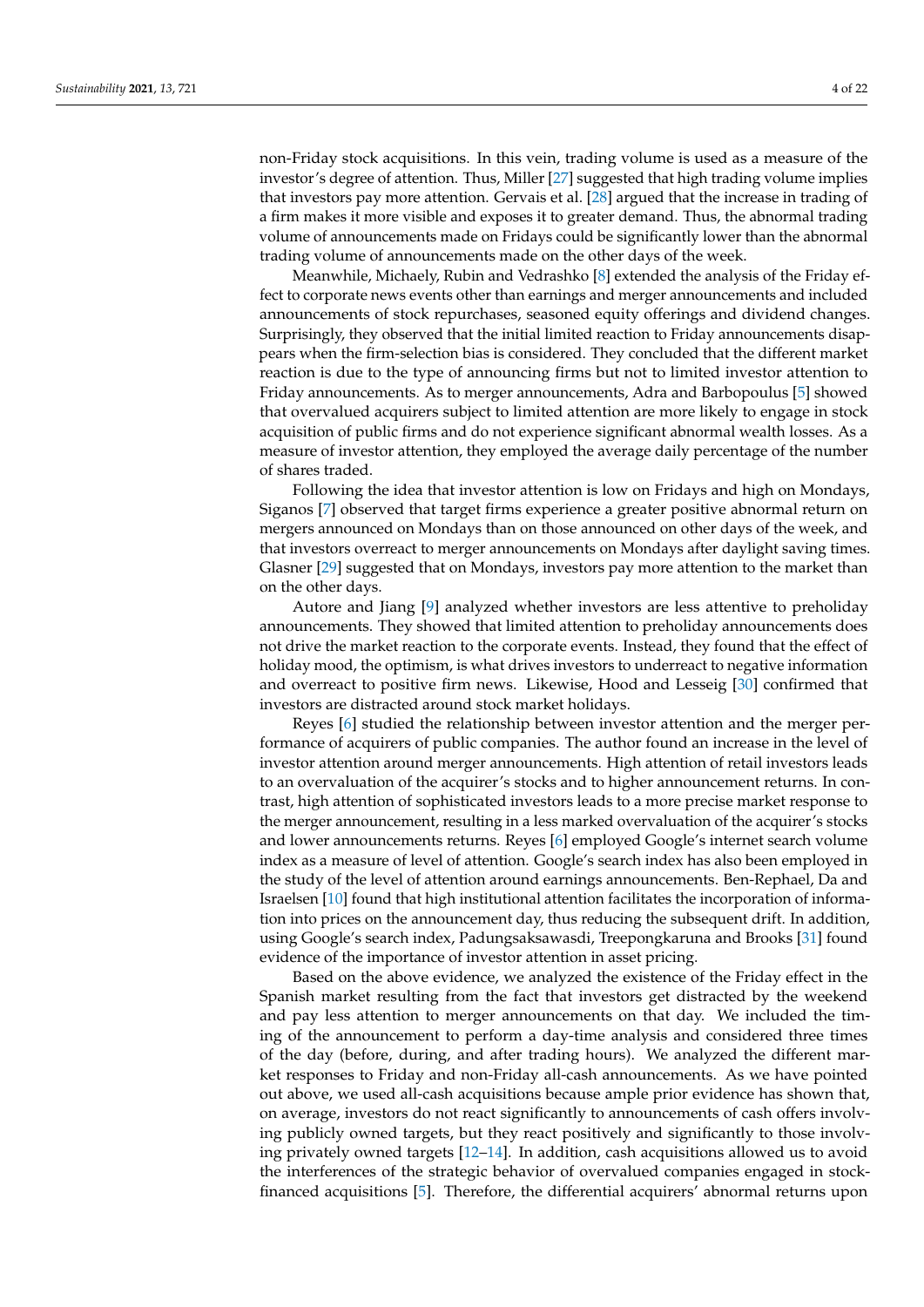non-Friday stock acquisitions. In this vein, trading volume is used as a measure of the investor's degree of attention. Thus, Miller [27] suggested that high trading volume implies that investors pay more attention. Gervais et al. [28] argued that the increase in trading of a firm makes it more visible and exposes it to greater demand. Thus, the abnormal trading volume of announcements made on Fridays could be significantly lower than the abnormal trading volume of announcements made on the other days of the week.

Meanwhile, Michaely, Rubin and Vedrashko [8] extended the analysis of the Friday effect to corporate news events other than earnings and merger announcements and included announcements of stock repurchases, seasoned equity offerings and dividend changes. Surprisingly, they observed that the initial limited reaction to Friday announcements disappears when the firm-selection bias is considered. They concluded that the different market reaction is due to the type of announcing firms but not to limited investor attention to Friday announcements. As to merger announcements, Adra and Barbopoulus [5] showed that overvalued acquirers subject to limited attention are more likely to engage in stock acquisition of public firms and do not experience significant abnormal wealth losses. As a measure of investor attention, they employed the average daily percentage of the number of shares traded.

Following the idea that investor attention is low on Fridays and high on Mondays, Siganos [7] observed that target firms experience a greater positive abnormal return on mergers announced on Mondays than on those announced on other days of the week, and that investors overreact to merger announcements on Mondays after daylight saving times. Glasner [29] suggested that on Mondays, investors pay more attention to the market than on the other days.

Autore and Jiang [9] analyzed whether investors are less attentive to preholiday announcements. They showed that limited attention to preholiday announcements does not drive the market reaction to the corporate events. Instead, they found that the effect of holiday mood, the optimism, is what drives investors to underreact to negative information and overreact to positive firm news. Likewise, Hood and Lesseig [30] confirmed that investors are distracted around stock market holidays.

Reyes [6] studied the relationship between investor attention and the merger performance of acquirers of public companies. The author found an increase in the level of investor attention around merger announcements. High attention of retail investors leads to an overvaluation of the acquirer's stocks and to higher announcement returns. In contrast, high attention of sophisticated investors leads to a more precise market response to the merger announcement, resulting in a less marked overvaluation of the acquirer's stocks and lower announcements returns. Reyes [6] employed Google's internet search volume index as a measure of level of attention. Google's search index has also been employed in the study of the level of attention around earnings announcements. Ben-Rephael, Da and Israelsen [10] found that high institutional attention facilitates the incorporation of information into prices on the announcement day, thus reducing the subsequent drift. In addition, using Google's search index, Padungsaksawasdi, Treepongkaruna and Brooks [31] found evidence of the importance of investor attention in asset pricing.

Based on the above evidence, we analyzed the existence of the Friday effect in the Spanish market resulting from the fact that investors get distracted by the weekend and pay less attention to merger announcements on that day. We included the timing of the announcement to perform a day-time analysis and considered three times of the day (before, during, and after trading hours). We analyzed the different market responses to Friday and non-Friday all-cash announcements. As we have pointed out above, we used all-cash acquisitions because ample prior evidence has shown that, on average, investors do not react significantly to announcements of cash offers involving publicly owned targets, but they react positively and significantly to those involving privately owned targets [12–14]. In addition, cash acquisitions allowed us to avoid the interferences of the strategic behavior of overvalued companies engaged in stock-financed acquisitions [5]. Therefore, the differential acquirers' abnormal returns upon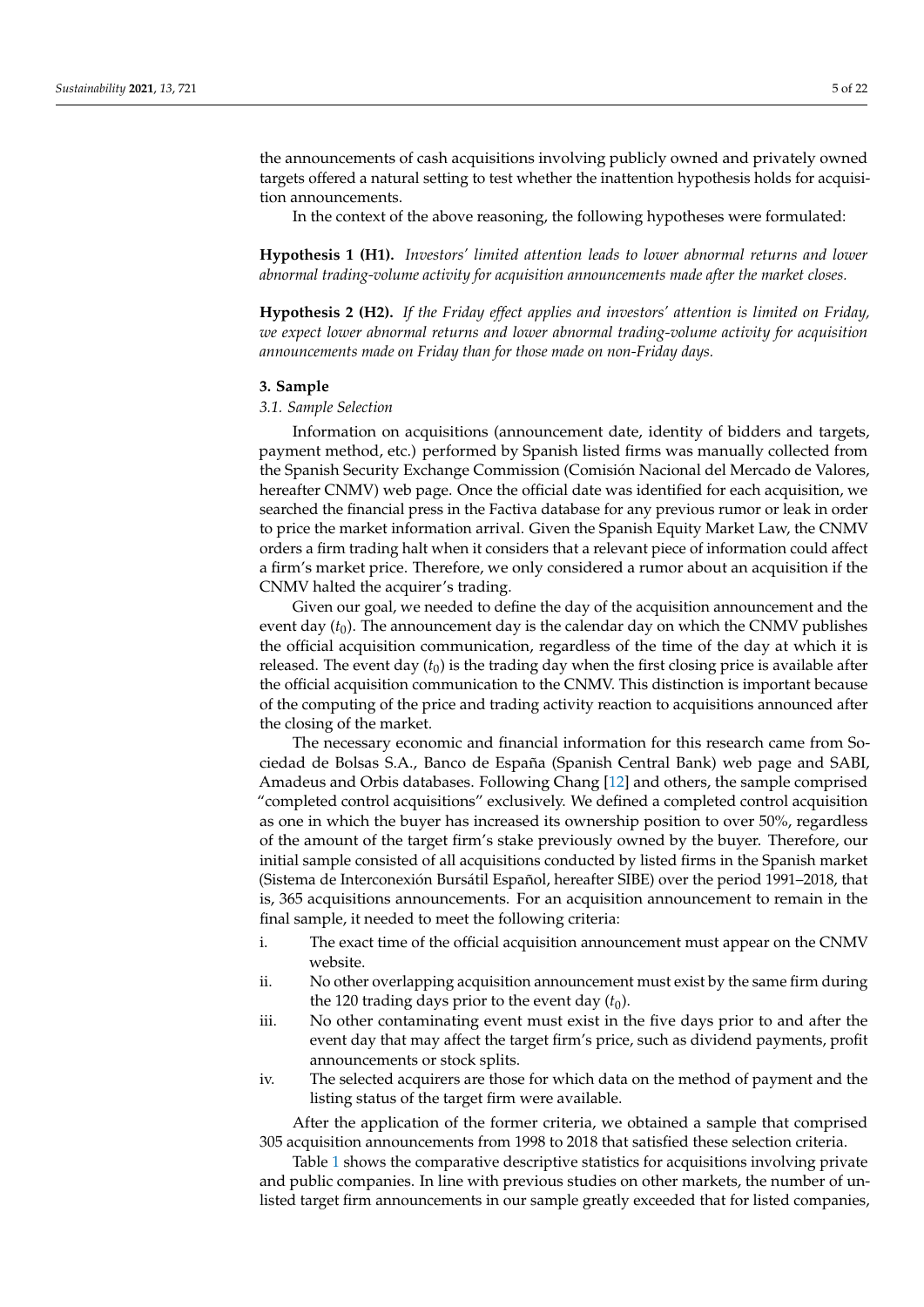the announcements of cash acquisitions involving publicly owned and privately owned targets offered a natural setting to test whether the inattention hypothesis holds for acquisition announcements.

In the context of the above reasoning, the following hypotheses were formulated:

**Hypothesis 1 (H1).** *Investors' limited attention leads to lower abnormal returns and lower abnormal trading-volume activity for acquisition announcements made after the market closes.*

**Hypothesis 2 (H2).** *If the Friday effect applies and investors' attention is limited on Friday, we expect lower abnormal returns and lower abnormal trading-volume activity for acquisition announcements made on Friday than for those made on non-Friday days.*

## 3. Sample

### 3.1. Sample Selection

Information on acquisitions (announcement date, identity of bidders and targets, payment method, etc.) performed by Spanish listed firms was manually collected from the Spanish Security Exchange Commission (Comisión Nacional del Mercado de Valores, hereafter CNMV) web page. Once the official date was identified for each acquisition, we searched the financial press in the Factiva database for any previous rumor or leak in order to price the market information arrival. Given the Spanish Equity Market Law, the CNMV orders a firm trading halt when it considers that a relevant piece of information could affect a firm's market price. Therefore, we only considered a rumor about an acquisition if the CNMV halted the acquirer's trading.

Given our goal, we needed to define the day of the acquisition announcement and the event day ($t_0$). The announcement day is the calendar day on which the CNMV publishes the official acquisition communication, regardless of the time of the day at which it is released. The event day ($t_0$) is the trading day when the first closing price is available after the official acquisition communication to the CNMV. This distinction is important because of the computing of the price and trading activity reaction to acquisitions announced after the closing of the market.

The necessary economic and financial information for this research came from Sociedad de Bolsas S.A., Banco de España (Spanish Central Bank) web page and SABI, Amadeus and Orbis databases. Following Chang [12] and others, the sample comprised "completed control acquisitions" exclusively. We defined a completed control acquisition as one in which the buyer has increased its ownership position to over 50%, regardless of the amount of the target firm's stake previously owned by the buyer. Therefore, our initial sample consisted of all acquisitions conducted by listed firms in the Spanish market (Sistema de Interconexión Bursátil Español, hereafter SIBE) over the period 1991–2018, that is, 365 acquisitions announcements. For an acquisition announcement to remain in the final sample, it needed to meet the following criteria:

i. The exact time of the official acquisition announcement must appear on the CNMV website.
ii. No other overlapping acquisition announcement must exist by the same firm during the 120 trading days prior to the event day ($t_0$).
iii. No other contaminating event must exist in the five days prior to and after the event day that may affect the target firm's price, such as dividend payments, profit announcements or stock splits.
iv. The selected acquirers are those for which data on the method of payment and the listing status of the target firm were available.

After the application of the former criteria, we obtained a sample that comprised 305 acquisition announcements from 1998 to 2018 that satisfied these selection criteria.

Table 1 shows the comparative descriptive statistics for acquisitions involving private and public companies. In line with previous studies on other markets, the number of unlisted target firm announcements in our sample greatly exceeded that for listed companies,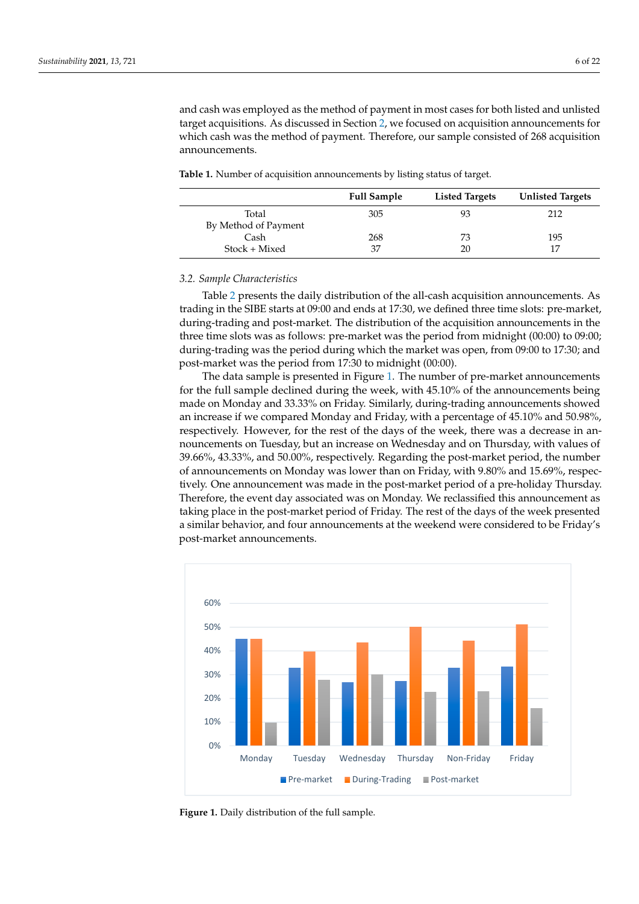and cash was employed as the method of payment in most cases for both listed and unlisted target acquisitions. As discussed in Section 2, we focused on acquisition announcements for which cash was the method of payment. Therefore, our sample consisted of 268 acquisition announcements.

**Table 1.** Number of acquisition announcements by listing status of target.

| | Full Sample | Listed Targets | Unlisted Targets |
|---|---|---|---|
| Total | 305 | 93 | 212 |
| By Method of Payment | | | |
| Cash | 268 | 73 | 195 |
| Stock + Mixed | 37 | 20 | 17 |

### 3.2. Sample Characteristics

Table 2 presents the daily distribution of the all-cash acquisition announcements. As trading in the SIBE starts at 09:00 and ends at 17:30, we defined three time slots: pre-market, during-trading and post-market. The distribution of the acquisition announcements in the three time slots was as follows: pre-market was the period from midnight (00:00) to 09:00; during-trading was the period during which the market was open, from 09:00 to 17:30; and post-market was the period from 17:30 to midnight (00:00).

The data sample is presented in Figure 1. The number of pre-market announcements for the full sample declined during the week, with 45.10% of the announcements being made on Monday and 33.33% on Friday. Similarly, during-trading announcements showed an increase if we compared Monday and Friday, with a percentage of 45.10% and 50.98%, respectively. However, for the rest of the days of the week, there was a decrease in announcements on Tuesday, but an increase on Wednesday and on Thursday, with values of 39.66%, 43.33%, and 50.00%, respectively. Regarding the post-market period, the number of announcements on Monday was lower than on Friday, with 9.80% and 15.69%, respectively. One announcement was made in the post-market period of a pre-holiday Thursday. Therefore, the event day associated was on Monday. We reclassified this announcement as taking place in the post-market period of Friday. The rest of the days of the week presented a similar behavior, and four announcements at the weekend were considered to be Friday's post-market announcements.

**Figure 1.** Daily distribution of the full sample.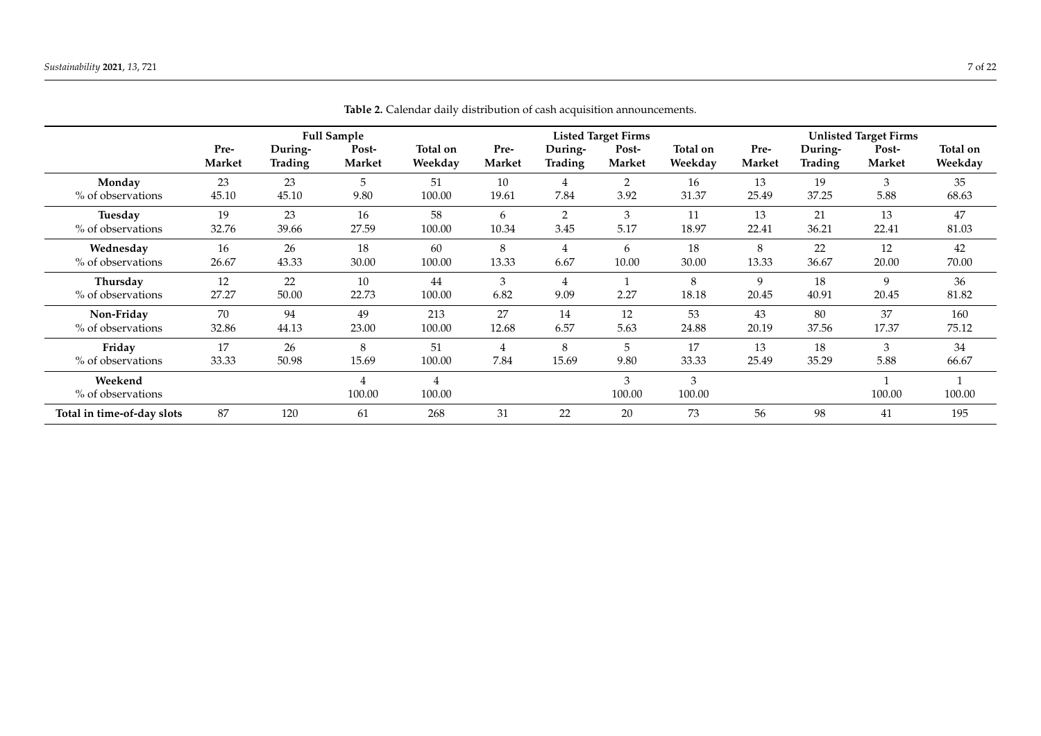**Table 2.** Calendar daily distribution of cash acquisition announcements.

| | Full Sample | | | | Listed Target Firms | | | | Unlisted Target Firms | | | |
|---|---|---|---|---|---|---|---|---|---|---|---|---|
| | Pre-Market | During-Trading | Post-Market | Total on Weekday | Pre-Market | During-Trading | Post-Market | Total on Weekday | Pre-Market | During-Trading | Post-Market | Total on Weekday |
| **Monday** | 23 | 23 | 5 | 51 | 10 | 4 | 2 | 16 | 13 | 19 | 3 | 35 |
| % of observations | 45.10 | 45.10 | 9.80 | 100.00 | 19.61 | 7.84 | 3.92 | 31.37 | 25.49 | 37.25 | 5.88 | 68.63 |
| **Tuesday** | 19 | 23 | 16 | 58 | 6 | 2 | 3 | 11 | 13 | 21 | 13 | 47 |
| % of observations | 32.76 | 39.66 | 27.59 | 100.00 | 10.34 | 3.45 | 5.17 | 18.97 | 22.41 | 36.21 | 22.41 | 81.03 |
| **Wednesday** | 16 | 26 | 18 | 60 | 8 | 4 | 6 | 18 | 8 | 22 | 12 | 42 |
| % of observations | 26.67 | 43.33 | 30.00 | 100.00 | 13.33 | 6.67 | 10.00 | 30.00 | 13.33 | 36.67 | 20.00 | 70.00 |
| **Thursday** | 12 | 22 | 10 | 44 | 3 | 4 | 1 | 8 | 9 | 18 | 9 | 36 |
| % of observations | 27.27 | 50.00 | 22.73 | 100.00 | 6.82 | 9.09 | 2.27 | 18.18 | 20.45 | 40.91 | 20.45 | 81.82 |
| **Non-Friday** | 70 | 94 | 49 | 213 | 27 | 14 | 12 | 53 | 43 | 80 | 37 | 160 |
| % of observations | 32.86 | 44.13 | 23.00 | 100.00 | 12.68 | 6.57 | 5.63 | 24.88 | 20.19 | 37.56 | 17.37 | 75.12 |
| **Friday** | 17 | 26 | 8 | 51 | 4 | 8 | 5 | 17 | 13 | 18 | 3 | 34 |
| % of observations | 33.33 | 50.98 | 15.69 | 100.00 | 7.84 | 15.69 | 9.80 | 33.33 | 25.49 | 35.29 | 5.88 | 66.67 |
| **Weekend** | | | 4 | 4 | | | 3 | 3 | | | 1 | 1 |
| % of observations | | | 100.00 | 100.00 | | | 100.00 | 100.00 | | | 100.00 | 100.00 |
| **Total in time-of-day slots** | 87 | 120 | 61 | 268 | 31 | 22 | 20 | 73 | 56 | 98 | 41 | 195 |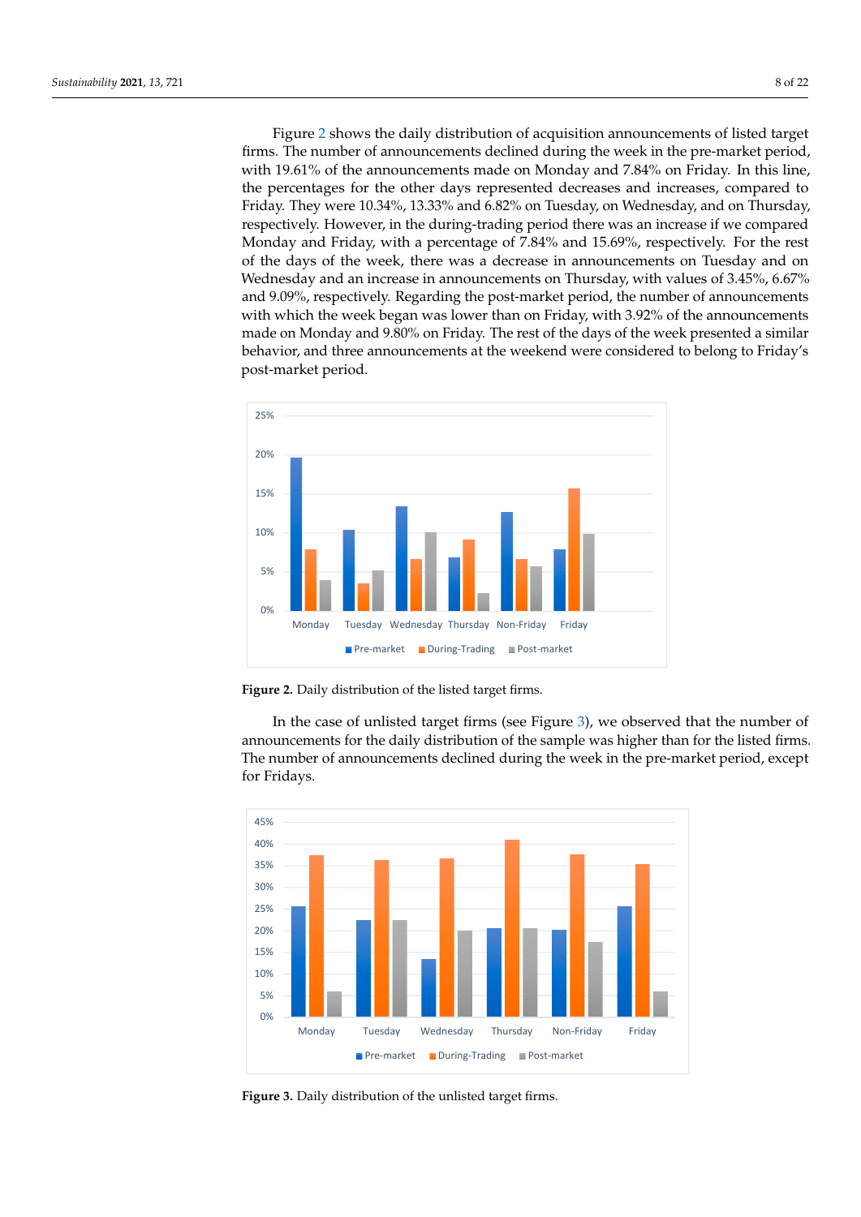Figure 2 shows the daily distribution of acquisition announcements of listed target firms. The number of announcements declined during the week in the pre-market period, with 19.61% of the announcements made on Monday and 7.84% on Friday. In this line, the percentages for the other days represented decreases and increases, compared to Friday. They were 10.34%, 13.33% and 6.82% on Tuesday, on Wednesday, and on Thursday, respectively. However, in the during-trading period there was an increase if we compared Monday and Friday, with a percentage of 7.84% and 15.69%, respectively. For the rest of the days of the week, there was a decrease in announcements on Tuesday and on Wednesday and an increase in announcements on Thursday, with values of 3.45%, 6.67% and 9.09%, respectively. Regarding the post-market period, the number of announcements with which the week began was lower than on Friday, with 3.92% of the announcements made on Monday and 9.80% on Friday. The rest of the days of the week presented a similar behavior, and three announcements at the weekend were considered to belong to Friday's post-market period.

**Figure 2.** Daily distribution of the listed target firms.

In the case of unlisted target firms (see Figure 3), we observed that the number of announcements for the daily distribution of the sample was higher than for the listed firms. The number of announcements declined during the week in the pre-market period, except for Fridays.

**Figure 3.** Daily distribution of the unlisted target firms.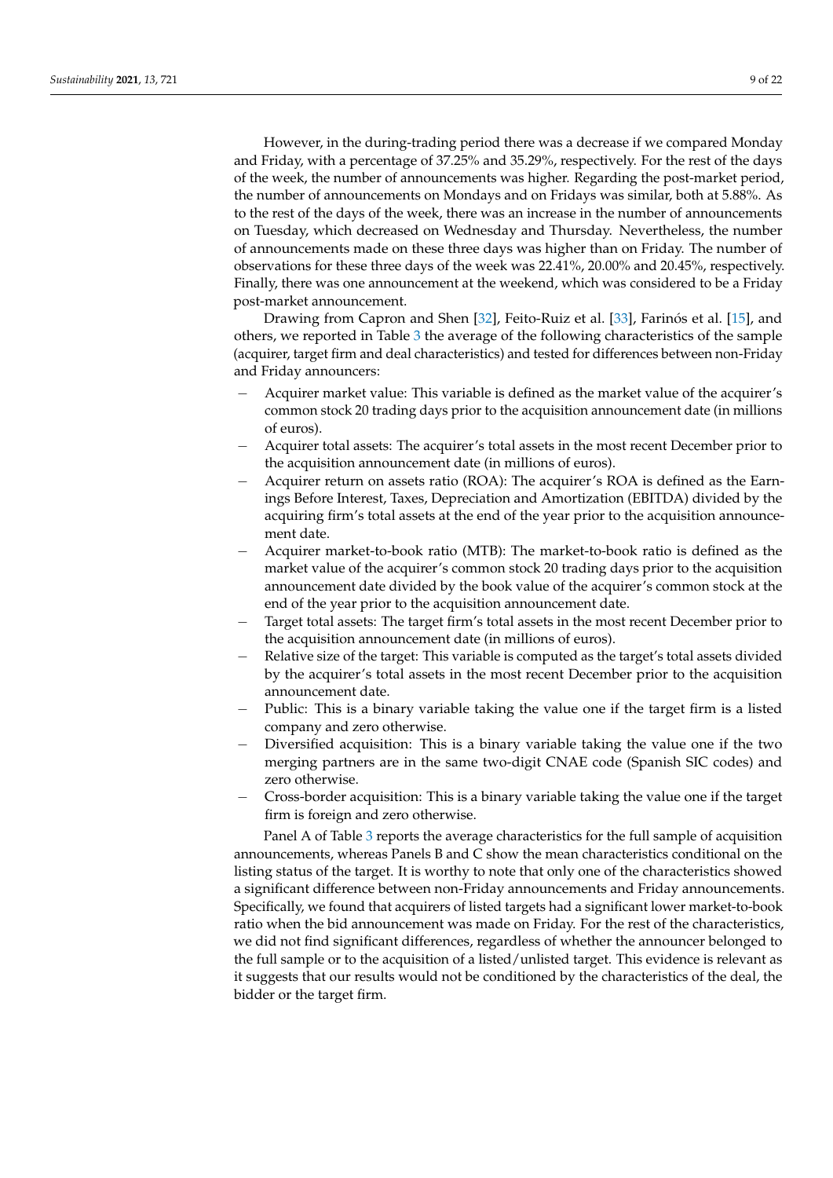However, in the during-trading period there was a decrease if we compared Monday and Friday, with a percentage of 37.25% and 35.29%, respectively. For the rest of the days of the week, the number of announcements was higher. Regarding the post-market period, the number of announcements on Mondays and on Fridays was similar, both at 5.88%. As to the rest of the days of the week, there was an increase in the number of announcements on Tuesday, which decreased on Wednesday and Thursday. Nevertheless, the number of announcements made on these three days was higher than on Friday. The number of observations for these three days of the week was 22.41%, 20.00% and 20.45%, respectively. Finally, there was one announcement at the weekend, which was considered to be a Friday post-market announcement.

Drawing from Capron and Shen [32], Feito-Ruiz et al. [33], Farinós et al. [15], and others, we reported in Table 3 the average of the following characteristics of the sample (acquirer, target firm and deal characteristics) and tested for differences between non-Friday and Friday announcers:

- Acquirer market value: This variable is defined as the market value of the acquirer's common stock 20 trading days prior to the acquisition announcement date (in millions of euros).
- Acquirer total assets: The acquirer's total assets in the most recent December prior to the acquisition announcement date (in millions of euros).
- Acquirer return on assets ratio (ROA): The acquirer's ROA is defined as the Earnings Before Interest, Taxes, Depreciation and Amortization (EBITDA) divided by the acquiring firm's total assets at the end of the year prior to the acquisition announcement date.
- Acquirer market-to-book ratio (MTB): The market-to-book ratio is defined as the market value of the acquirer's common stock 20 trading days prior to the acquisition announcement date divided by the book value of the acquirer's common stock at the end of the year prior to the acquisition announcement date.
- Target total assets: The target firm's total assets in the most recent December prior to the acquisition announcement date (in millions of euros).
- Relative size of the target: This variable is computed as the target's total assets divided by the acquirer's total assets in the most recent December prior to the acquisition announcement date.
- Public: This is a binary variable taking the value one if the target firm is a listed company and zero otherwise.
- Diversified acquisition: This is a binary variable taking the value one if the two merging partners are in the same two-digit CNAE code (Spanish SIC codes) and zero otherwise.
- Cross-border acquisition: This is a binary variable taking the value one if the target firm is foreign and zero otherwise.

Panel A of Table 3 reports the average characteristics for the full sample of acquisition announcements, whereas Panels B and C show the mean characteristics conditional on the listing status of the target. It is worthy to note that only one of the characteristics showed a significant difference between non-Friday announcements and Friday announcements. Specifically, we found that acquirers of listed targets had a significant lower market-to-book ratio when the bid announcement was made on Friday. For the rest of the characteristics, we did not find significant differences, regardless of whether the announcer belonged to the full sample or to the acquisition of a listed/unlisted target. This evidence is relevant as it suggests that our results would not be conditioned by the characteristics of the deal, the bidder or the target firm.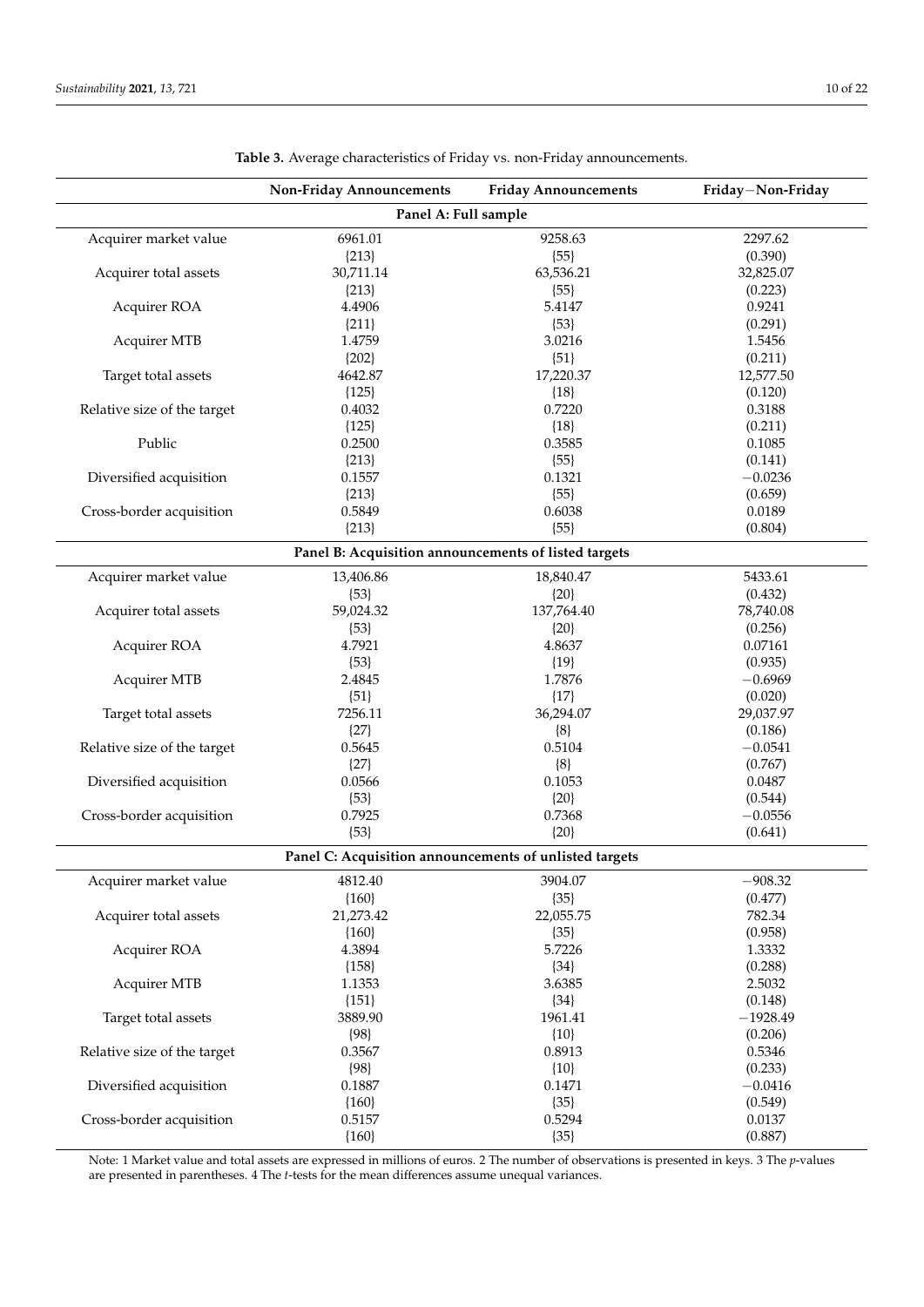**Table 3.** Average characteristics of Friday vs. non-Friday announcements.

| | Non-Friday Announcements | Friday Announcements | Friday−Non-Friday |
|---|---|---|---|
| **Panel A: Full sample** | | | |
| Acquirer market value | 6961.01 | 9258.63 | 2297.62 |
| | {213} | {55} | (0.390) |
| Acquirer total assets | 30,711.14 | 63,536.21 | 32,825.07 |
| | {213} | {55} | (0.223) |
| Acquirer ROA | 4.4906 | 5.4147 | 0.9241 |
| | {211} | {53} | (0.291) |
| Acquirer MTB | 1.4759 | 3.0216 | 1.5456 |
| | {202} | {51} | (0.211) |
| Target total assets | 4642.87 | 17,220.37 | 12,577.50 |
| | {125} | {18} | (0.120) |
| Relative size of the target | 0.4032 | 0.7220 | 0.3188 |
| | {125} | {18} | (0.211) |
| Public | 0.2500 | 0.3585 | 0.1085 |
| | {213} | {55} | (0.141) |
| Diversified acquisition | 0.1557 | 0.1321 | −0.0236 |
| | {213} | {55} | (0.659) |
| Cross-border acquisition | 0.5849 | 0.6038 | 0.0189 |
| | {213} | {55} | (0.804) |
| **Panel B: Acquisition announcements of listed targets** | | | |
| Acquirer market value | 13,406.86 | 18,840.47 | 5433.61 |
| | {53} | {20} | (0.432) |
| Acquirer total assets | 59,024.32 | 137,764.40 | 78,740.08 |
| | {53} | {20} | (0.256) |
| Acquirer ROA | 4.7921 | 4.8637 | 0.07161 |
| | {53} | {19} | (0.935) |
| Acquirer MTB | 2.4845 | 1.7876 | −0.6969 |
| | {51} | {17} | (0.020) |
| Target total assets | 7256.11 | 36,294.07 | 29,037.97 |
| | {27} | {8} | (0.186) |
| Relative size of the target | 0.5645 | 0.5104 | −0.0541 |
| | {27} | {8} | (0.767) |
| Diversified acquisition | 0.0566 | 0.1053 | 0.0487 |
| | {53} | {20} | (0.544) |
| Cross-border acquisition | 0.7925 | 0.7368 | −0.0556 |
| | {53} | {20} | (0.641) |
| **Panel C: Acquisition announcements of unlisted targets** | | | |
| Acquirer market value | 4812.40 | 3904.07 | −908.32 |
| | {160} | {35} | (0.477) |
| Acquirer total assets | 21,273.42 | 22,055.75 | 782.34 |
| | {160} | {35} | (0.958) |
| Acquirer ROA | 4.3894 | 5.7226 | 1.3332 |
| | {158} | {34} | (0.288) |
| Acquirer MTB | 1.1353 | 3.6385 | 2.5032 |
| | {151} | {34} | (0.148) |
| Target total assets | 3889.90 | 1961.41 | −1928.49 |
| | {98} | {10} | (0.206) |
| Relative size of the target | 0.3567 | 0.8913 | 0.5346 |
| | {98} | {10} | (0.233) |
| Diversified acquisition | 0.1887 | 0.1471 | −0.0416 |
| | {160} | {35} | (0.549) |
| Cross-border acquisition | 0.5157 | 0.5294 | 0.0137 |
| | {160} | {35} | (0.887) |

Note: 1 Market value and total assets are expressed in millions of euros. 2 The number of observations is presented in keys. 3 The *p*-values are presented in parentheses. 4 The *t*-tests for the mean differences assume unequal variances.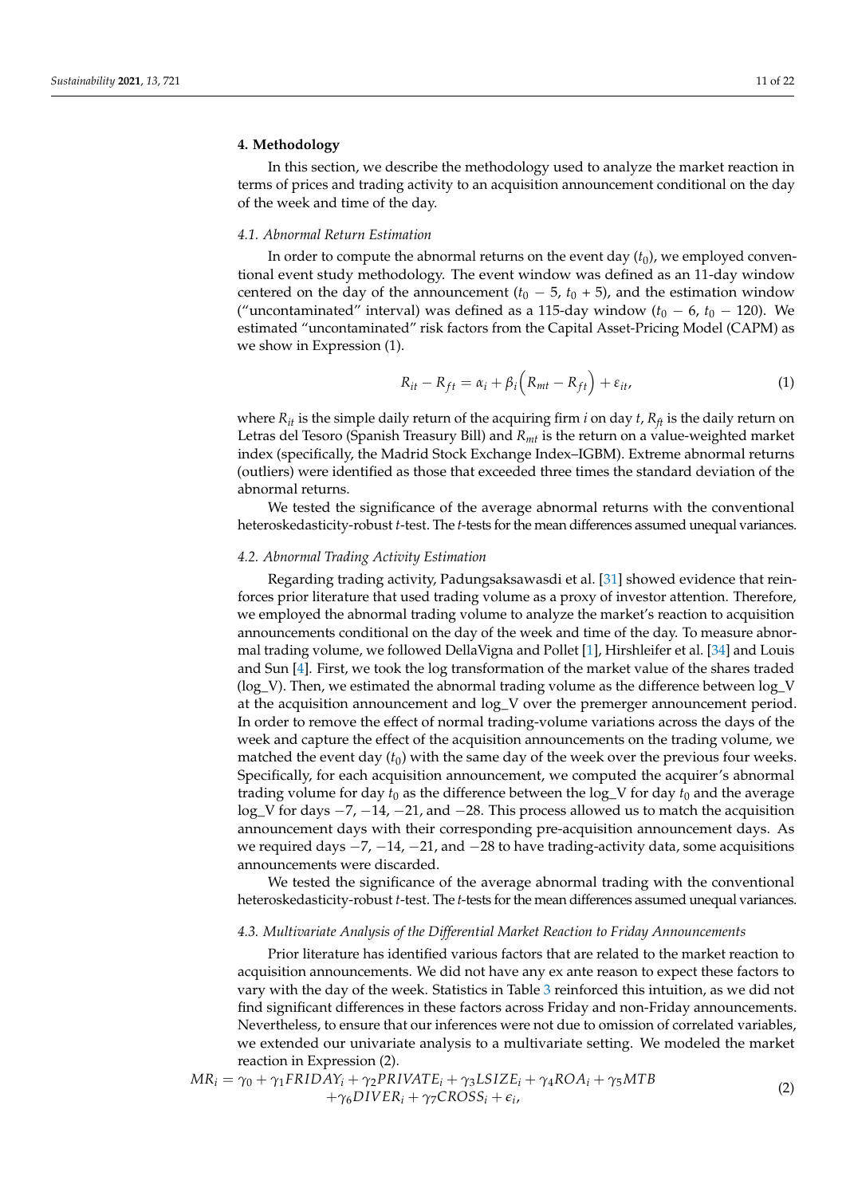## 4. Methodology

In this section, we describe the methodology used to analyze the market reaction in terms of prices and trading activity to an acquisition announcement conditional on the day of the week and time of the day.

### 4.1. Abnormal Return Estimation

In order to compute the abnormal returns on the event day ($t_0$), we employed conventional event study methodology. The event window was defined as an 11-day window centered on the day of the announcement ($t_0 - 5$, $t_0 + 5$), and the estimation window ("uncontaminated" interval) was defined as a 115-day window ($t_0 - 6$, $t_0 - 120$). We estimated "uncontaminated" risk factors from the Capital Asset-Pricing Model (CAPM) as we show in Expression (1).

$$R_{it} - R_{ft} = \alpha_i + \beta_i \left( R_{mt} - R_{ft} \right) + \varepsilon_{it}, \quad (1)$$

where $R_{it}$ is the simple daily return of the acquiring firm $i$ on day $t$, $R_{ft}$ is the daily return on Letras del Tesoro (Spanish Treasury Bill) and $R_{mt}$ is the return on a value-weighted market index (specifically, the Madrid Stock Exchange Index–IGBM). Extreme abnormal returns (outliers) were identified as those that exceeded three times the standard deviation of the abnormal returns.

We tested the significance of the average abnormal returns with the conventional heteroskedasticity-robust *t*-test. The *t*-tests for the mean differences assumed unequal variances.

### 4.2. Abnormal Trading Activity Estimation

Regarding trading activity, Padungsaksawasdi et al. [31] showed evidence that reinforces prior literature that used trading volume as a proxy of investor attention. Therefore, we employed the abnormal trading volume to analyze the market's reaction to acquisition announcements conditional on the day of the week and time of the day. To measure abnormal trading volume, we followed DellaVigna and Pollet [1], Hirshleifer et al. [34] and Louis and Sun [4]. First, we took the log transformation of the market value of the shares traded (log_V). Then, we estimated the abnormal trading volume as the difference between log_V at the acquisition announcement and log_V over the premerger announcement period. In order to remove the effect of normal trading-volume variations across the days of the week and capture the effect of the acquisition announcements on the trading volume, we matched the event day ($t_0$) with the same day of the week over the previous four weeks. Specifically, for each acquisition announcement, we computed the acquirer's abnormal trading volume for day $t_0$ as the difference between the log_V for day $t_0$ and the average log_V for days −7, −14, −21, and −28. This process allowed us to match the acquisition announcement days with their corresponding pre-acquisition announcement days. As we required days −7, −14, −21, and −28 to have trading-activity data, some acquisitions announcements were discarded.

We tested the significance of the average abnormal trading with the conventional heteroskedasticity-robust *t*-test. The *t*-tests for the mean differences assumed unequal variances.

### 4.3. Multivariate Analysis of the Differential Market Reaction to Friday Announcements

Prior literature has identified various factors that are related to the market reaction to acquisition announcements. We did not have any ex ante reason to expect these factors to vary with the day of the week. Statistics in Table 3 reinforced this intuition, as we did not find significant differences in these factors across Friday and non-Friday announcements. Nevertheless, to ensure that our inferences were not due to omission of correlated variables, we extended our univariate analysis to a multivariate setting. We modeled the market reaction in Expression (2).

$$MR_i = \gamma_0 + \gamma_1 FRIDAY_i + \gamma_2 PRIVATE_i + \gamma_3 LSIZE_i + \gamma_4 ROA_i + \gamma_5 MTB + \gamma_6 DIVER_i + \gamma_7 CROSS_i + \epsilon_i, \quad (2)$$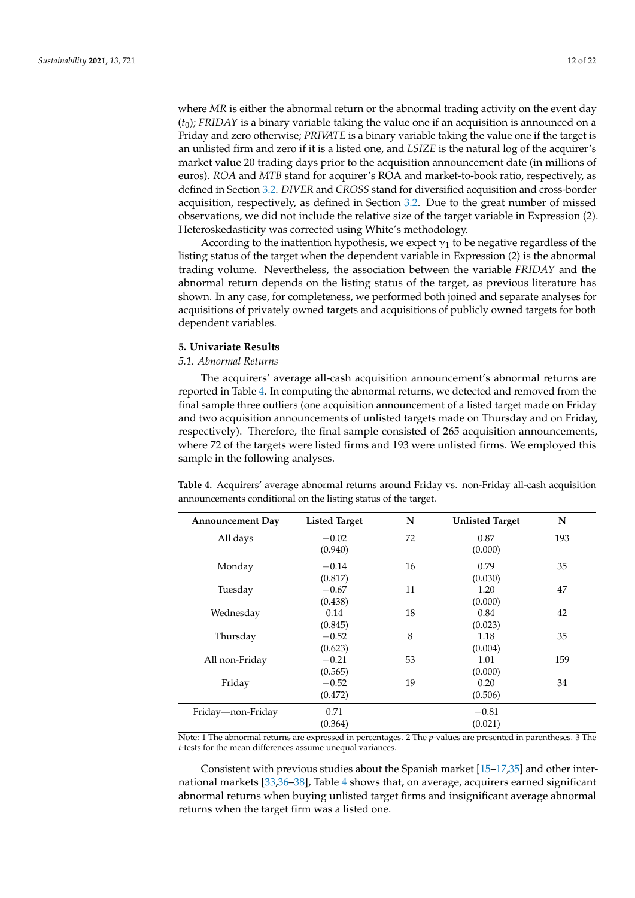where *MR* is either the abnormal return or the abnormal trading activity on the event day ($t_0$); *FRIDAY* is a binary variable taking the value one if an acquisition is announced on a Friday and zero otherwise; *PRIVATE* is a binary variable taking the value one if the target is an unlisted firm and zero if it is a listed one, and *LSIZE* is the natural log of the acquirer's market value 20 trading days prior to the acquisition announcement date (in millions of euros). *ROA* and *MTB* stand for acquirer's ROA and market-to-book ratio, respectively, as defined in Section 3.2. *DIVER* and *CROSS* stand for diversified acquisition and cross-border acquisition, respectively, as defined in Section 3.2. Due to the great number of missed observations, we did not include the relative size of the target variable in Expression (2). Heteroskedasticity was corrected using White's methodology.

According to the inattention hypothesis, we expect $\gamma_1$ to be negative regardless of the listing status of the target when the dependent variable in Expression (2) is the abnormal trading volume. Nevertheless, the association between the variable *FRIDAY* and the abnormal return depends on the listing status of the target, as previous literature has shown. In any case, for completeness, we performed both joined and separate analyses for acquisitions of privately owned targets and acquisitions of publicly owned targets for both dependent variables.

## 5. Univariate Results

### 5.1. Abnormal Returns

The acquirers' average all-cash acquisition announcement's abnormal returns are reported in Table 4. In computing the abnormal returns, we detected and removed from the final sample three outliers (one acquisition announcement of a listed target made on Friday and two acquisition announcements of unlisted targets made on Thursday and on Friday, respectively). Therefore, the final sample consisted of 265 acquisition announcements, where 72 of the targets were listed firms and 193 were unlisted firms. We employed this sample in the following analyses.

**Table 4.** Acquirers' average abnormal returns around Friday vs. non-Friday all-cash acquisition announcements conditional on the listing status of the target.

| Announcement Day | Listed Target | N | Unlisted Target | N |
|---|---|---|---|---|
| All days | −0.02<br>(0.940) | 72 | 0.87<br>(0.000) | 193 |
| Monday | −0.14<br>(0.817) | 16 | 0.79<br>(0.030) | 35 |
| Tuesday | −0.67<br>(0.438) | 11 | 1.20<br>(0.000) | 47 |
| Wednesday | 0.14<br>(0.845) | 18 | 0.84<br>(0.023) | 42 |
| Thursday | −0.52<br>(0.623) | 8 | 1.18<br>(0.004) | 35 |
| All non-Friday | −0.21<br>(0.565) | 53 | 1.01<br>(0.000) | 159 |
| Friday | −0.52<br>(0.472) | 19 | 0.20<br>(0.506) | 34 |
| Friday—non-Friday | 0.71<br>(0.364) | | −0.81<br>(0.021) | |

Note: 1 The abnormal returns are expressed in percentages. 2 The *p*-values are presented in parentheses. 3 The *t*-tests for the mean differences assume unequal variances.

Consistent with previous studies about the Spanish market [15–17,35] and other international markets [33,36–38], Table 4 shows that, on average, acquirers earned significant abnormal returns when buying unlisted target firms and insignificant average abnormal returns when the target firm was a listed one.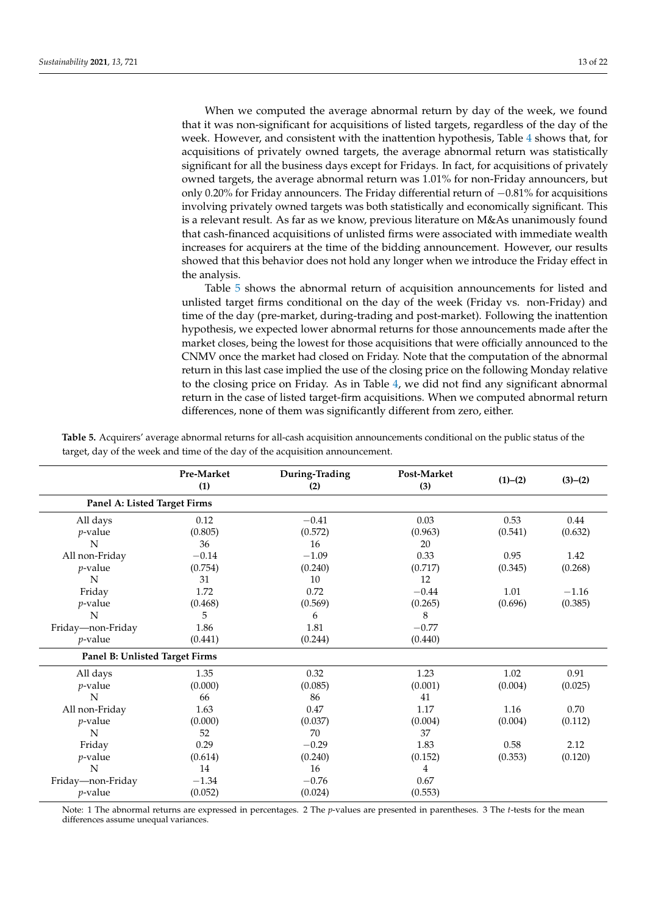When we computed the average abnormal return by day of the week, we found that it was non-significant for acquisitions of listed targets, regardless of the day of the week. However, and consistent with the inattention hypothesis, Table 4 shows that, for acquisitions of privately owned targets, the average abnormal return was statistically significant for all the business days except for Fridays. In fact, for acquisitions of privately owned targets, the average abnormal return was 1.01% for non-Friday announcers, but only 0.20% for Friday announcers. The Friday differential return of −0.81% for acquisitions involving privately owned targets was both statistically and economically significant. This is a relevant result. As far as we know, previous literature on M&As unanimously found that cash-financed acquisitions of unlisted firms were associated with immediate wealth increases for acquirers at the time of the bidding announcement. However, our results showed that this behavior does not hold any longer when we introduce the Friday effect in the analysis.

Table 5 shows the abnormal return of acquisition announcements for listed and unlisted target firms conditional on the day of the week (Friday vs. non-Friday) and time of the day (pre-market, during-trading and post-market). Following the inattention hypothesis, we expected lower abnormal returns for those announcements made after the market closes, being the lowest for those acquisitions that were officially announced to the CNMV once the market had closed on Friday. Note that the computation of the abnormal return in this last case implied the use of the closing price on the following Monday relative to the closing price on Friday. As in Table 4, we did not find any significant abnormal return in the case of listed target-firm acquisitions. When we computed abnormal return differences, none of them was significantly different from zero, either.

**Table 5.** Acquirers' average abnormal returns for all-cash acquisition announcements conditional on the public status of the target, day of the week and time of the day of the acquisition announcement.

| | Pre-Market (1) | During-Trading (2) | Post-Market (3) | (1)–(2) | (3)–(2) |
|---|---|---|---|---|---|
| **Panel A: Listed Target Firms** | | | | | |
| All days | 0.12 | −0.41 | 0.03 | 0.53 | 0.44 |
| *p*-value | (0.805) | (0.572) | (0.963) | (0.541) | (0.632) |
| N | 36 | 16 | 20 | | |
| All non-Friday | −0.14 | −1.09 | 0.33 | 0.95 | 1.42 |
| *p*-value | (0.754) | (0.240) | (0.717) | (0.345) | (0.268) |
| N | 31 | 10 | 12 | | |
| Friday | 1.72 | 0.72 | −0.44 | 1.01 | −1.16 |
| *p*-value | (0.468) | (0.569) | (0.265) | (0.696) | (0.385) |
| N | 5 | 6 | 8 | | |
| Friday—non-Friday | 1.86 | 1.81 | −0.77 | | |
| *p*-value | (0.441) | (0.244) | (0.440) | | |
| **Panel B: Unlisted Target Firms** | | | | | |
| All days | 1.35 | 0.32 | 1.23 | 1.02 | 0.91 |
| *p*-value | (0.000) | (0.085) | (0.001) | (0.004) | (0.025) |
| N | 66 | 86 | 41 | | |
| All non-Friday | 1.63 | 0.47 | 1.17 | 1.16 | 0.70 |
| *p*-value | (0.000) | (0.037) | (0.004) | (0.004) | (0.112) |
| N | 52 | 70 | 37 | | |
| Friday | 0.29 | −0.29 | 1.83 | 0.58 | 2.12 |
| *p*-value | (0.614) | (0.240) | (0.152) | (0.353) | (0.120) |
| N | 14 | 16 | 4 | | |
| Friday—non-Friday | −1.34 | −0.76 | 0.67 | | |
| *p*-value | (0.052) | (0.024) | (0.553) | | |

Note: 1 The abnormal returns are expressed in percentages. 2 The *p*-values are presented in parentheses. 3 The *t*-tests for the mean differences assume unequal variances.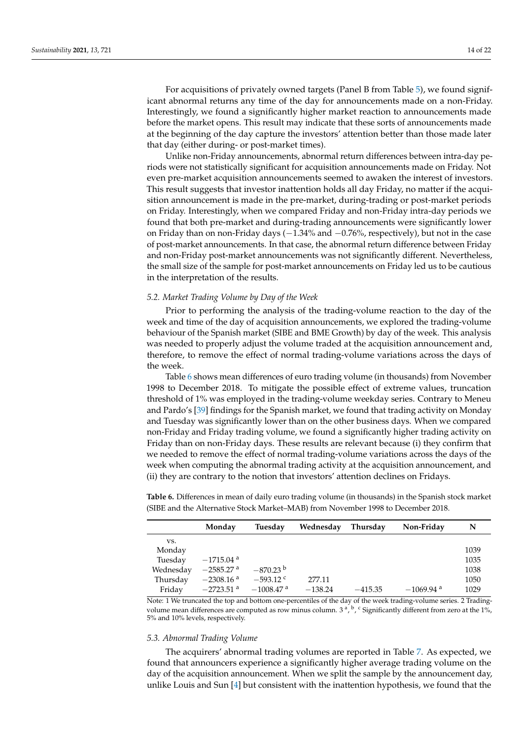For acquisitions of privately owned targets (Panel B from Table 5), we found significant abnormal returns any time of the day for announcements made on a non-Friday. Interestingly, we found a significantly higher market reaction to announcements made before the market opens. This result may indicate that these sorts of announcements made at the beginning of the day capture the investors' attention better than those made later that day (either during- or post-market times).

Unlike non-Friday announcements, abnormal return differences between intra-day periods were not statistically significant for acquisition announcements made on Friday. Not even pre-market acquisition announcements seemed to awaken the interest of investors. This result suggests that investor inattention holds all day Friday, no matter if the acquisition announcement is made in the pre-market, during-trading or post-market periods on Friday. Interestingly, when we compared Friday and non-Friday intra-day periods we found that both pre-market and during-trading announcements were significantly lower on Friday than on non-Friday days (−1.34% and −0.76%, respectively), but not in the case of post-market announcements. In that case, the abnormal return difference between Friday and non-Friday post-market announcements was not significantly different. Nevertheless, the small size of the sample for post-market announcements on Friday led us to be cautious in the interpretation of the results.

### *5.2. Market Trading Volume by Day of the Week*

Prior to performing the analysis of the trading-volume reaction to the day of the week and time of the day of acquisition announcements, we explored the trading-volume behaviour of the Spanish market (SIBE and BME Growth) by day of the week. This analysis was needed to properly adjust the volume traded at the acquisition announcement and, therefore, to remove the effect of normal trading-volume variations across the days of the week.

Table 6 shows mean differences of euro trading volume (in thousands) from November 1998 to December 2018. To mitigate the possible effect of extreme values, truncation threshold of 1% was employed in the trading-volume weekday series. Contrary to Meneu and Pardo's [39] findings for the Spanish market, we found that trading activity on Monday and Tuesday was significantly lower than on the other business days. When we compared non-Friday and Friday trading volume, we found a significantly higher trading activity on Friday than on non-Friday days. These results are relevant because (i) they confirm that we needed to remove the effect of normal trading-volume variations across the days of the week when computing the abnormal trading activity at the acquisition announcement, and (ii) they are contrary to the notion that investors' attention declines on Fridays.

**Table 6.** Differences in mean of daily euro trading volume (in thousands) in the Spanish stock market (SIBE and the Alternative Stock Market–MAB) from November 1998 to December 2018.

| vs. | Monday | Tuesday | Wednesday | Thursday | Non-Friday | N |
|---|---|---|---|---|---|---|
| Monday | | | | | | 1039 |
| Tuesday | −1715.04 [a] | | | | | 1035 |
| Wednesday | −2585.27 [a] | −870.23 [b] | | | | 1038 |
| Thursday | −2308.16 [a] | −593.12 [c] | 277.11 | | | 1050 |
| Friday | −2723.51 [a] | −1008.47 [a] | −138.24 | −415.35 | −1069.94 [a] | 1029 |

Note: 1 We truncated the top and bottom one-percentiles of the day of the week trading-volume series. 2 Trading-volume mean differences are computed as row minus column. 3 [a], [b], [c] Significantly different from zero at the 1%, 5% and 10% levels, respectively.

### *5.3. Abnormal Trading Volume*

The acquirers' abnormal trading volumes are reported in Table 7. As expected, we found that announcers experience a significantly higher average trading volume on the day of the acquisition announcement. When we split the sample by the announcement day, unlike Louis and Sun [4] but consistent with the inattention hypothesis, we found that the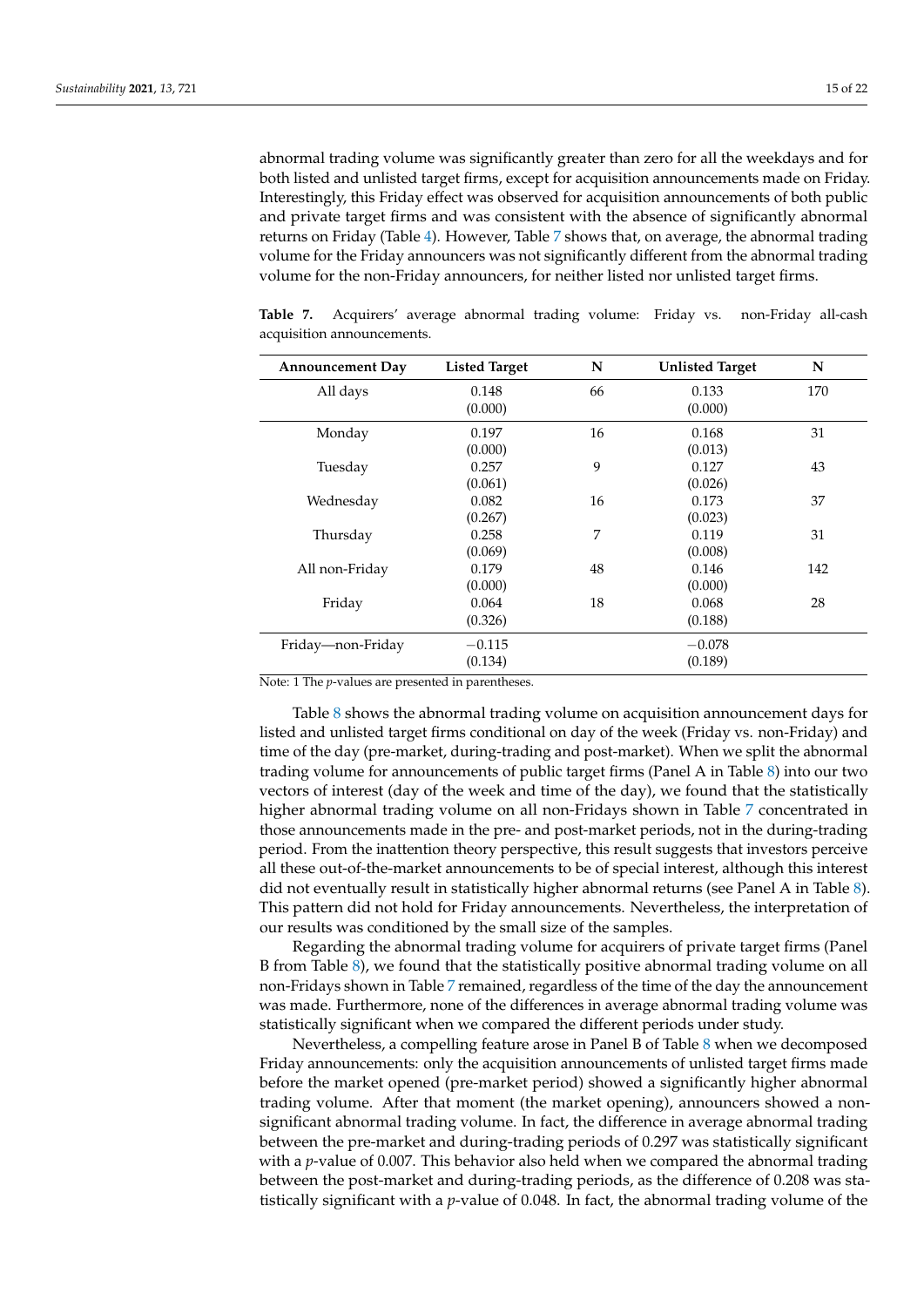abnormal trading volume was significantly greater than zero for all the weekdays and for both listed and unlisted target firms, except for acquisition announcements made on Friday. Interestingly, this Friday effect was observed for acquisition announcements of both public and private target firms and was consistent with the absence of significantly abnormal returns on Friday (Table 4). However, Table 7 shows that, on average, the abnormal trading volume for the Friday announcers was not significantly different from the abnormal trading volume for the non-Friday announcers, for neither listed nor unlisted target firms.

**Table 7.** Acquirers' average abnormal trading volume: Friday vs. non-Friday all-cash acquisition announcements.

| Announcement Day | Listed Target | N | Unlisted Target | N |
|---|---|---|---|---|
| All days | 0.148<br>(0.000) | 66 | 0.133<br>(0.000) | 170 |
| Monday | 0.197<br>(0.000) | 16 | 0.168<br>(0.013) | 31 |
| Tuesday | 0.257<br>(0.061) | 9 | 0.127<br>(0.026) | 43 |
| Wednesday | 0.082<br>(0.267) | 16 | 0.173<br>(0.023) | 37 |
| Thursday | 0.258<br>(0.069) | 7 | 0.119<br>(0.008) | 31 |
| All non-Friday | 0.179<br>(0.000) | 48 | 0.146<br>(0.000) | 142 |
| Friday | 0.064<br>(0.326) | 18 | 0.068<br>(0.188) | 28 |
| Friday—non-Friday | −0.115<br>(0.134) | | −0.078<br>(0.189) | |

Note: 1 The *p*-values are presented in parentheses.

Table 8 shows the abnormal trading volume on acquisition announcement days for listed and unlisted target firms conditional on day of the week (Friday vs. non-Friday) and time of the day (pre-market, during-trading and post-market). When we split the abnormal trading volume for announcements of public target firms (Panel A in Table 8) into our two vectors of interest (day of the week and time of the day), we found that the statistically higher abnormal trading volume on all non-Fridays shown in Table 7 concentrated in those announcements made in the pre- and post-market periods, not in the during-trading period. From the inattention theory perspective, this result suggests that investors perceive all these out-of-the-market announcements to be of special interest, although this interest did not eventually result in statistically higher abnormal returns (see Panel A in Table 8). This pattern did not hold for Friday announcements. Nevertheless, the interpretation of our results was conditioned by the small size of the samples.

Regarding the abnormal trading volume for acquirers of private target firms (Panel B from Table 8), we found that the statistically positive abnormal trading volume on all non-Fridays shown in Table 7 remained, regardless of the time of the day the announcement was made. Furthermore, none of the differences in average abnormal trading volume was statistically significant when we compared the different periods under study.

Nevertheless, a compelling feature arose in Panel B of Table 8 when we decomposed Friday announcements: only the acquisition announcements of unlisted target firms made before the market opened (pre-market period) showed a significantly higher abnormal trading volume. After that moment (the market opening), announcers showed a non-significant abnormal trading volume. In fact, the difference in average abnormal trading between the pre-market and during-trading periods of 0.297 was statistically significant with a *p*-value of 0.007. This behavior also held when we compared the abnormal trading between the post-market and during-trading periods, as the difference of 0.208 was statistically significant with a *p*-value of 0.048. In fact, the abnormal trading volume of the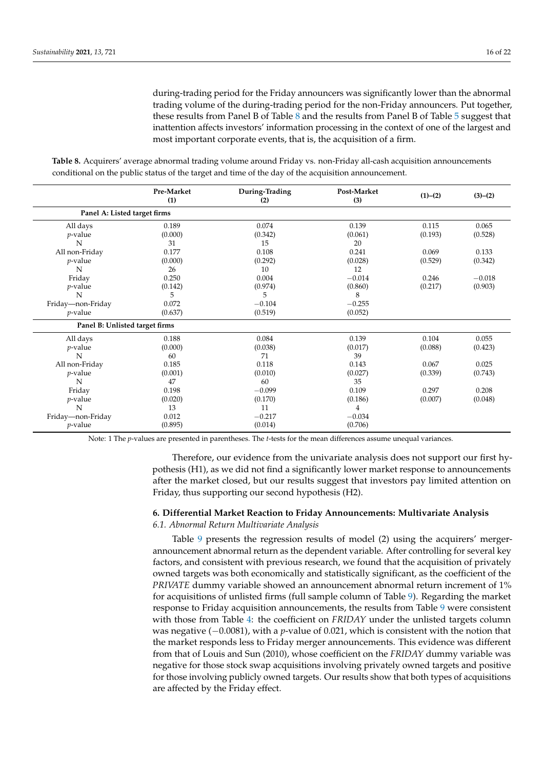during-trading period for the Friday announcers was significantly lower than the abnormal trading volume of the during-trading period for the non-Friday announcers. Put together, these results from Panel B of Table 8 and the results from Panel B of Table 5 suggest that inattention affects investors' information processing in the context of one of the largest and most important corporate events, that is, the acquisition of a firm.

**Table 8.** Acquirers' average abnormal trading volume around Friday vs. non-Friday all-cash acquisition announcements conditional on the public status of the target and time of the day of the acquisition announcement.

| | Pre-Market (1) | During-Trading (2) | Post-Market (3) | (1)–(2) | (3)–(2) |
|---|---|---|---|---|---|
| **Panel A: Listed target firms** | | | | | |
| All days | 0.189 | 0.074 | 0.139 | 0.115 | 0.065 |
| *p*-value | (0.000) | (0.342) | (0.061) | (0.193) | (0.528) |
| N | 31 | 15 | 20 | | |
| All non-Friday | 0.177 | 0.108 | 0.241 | 0.069 | 0.133 |
| *p*-value | (0.000) | (0.292) | (0.028) | (0.529) | (0.342) |
| N | 26 | 10 | 12 | | |
| Friday | 0.250 | 0.004 | −0.014 | 0.246 | −0.018 |
| *p*-value | (0.142) | (0.974) | (0.860) | (0.217) | (0.903) |
| N | 5 | 5 | 8 | | |
| Friday—non-Friday | 0.072 | −0.104 | −0.255 | | |
| *p*-value | (0.637) | (0.519) | (0.052) | | |
| **Panel B: Unlisted target firms** | | | | | |
| All days | 0.188 | 0.084 | 0.139 | 0.104 | 0.055 |
| *p*-value | (0.000) | (0.038) | (0.017) | (0.088) | (0.423) |
| N | 60 | 71 | 39 | | |
| All non-Friday | 0.185 | 0.118 | 0.143 | 0.067 | 0.025 |
| *p*-value | (0.001) | (0.010) | (0.027) | (0.339) | (0.743) |
| N | 47 | 60 | 35 | | |
| Friday | 0.198 | −0.099 | 0.109 | 0.297 | 0.208 |
| *p*-value | (0.020) | (0.170) | (0.186) | (0.007) | (0.048) |
| N | 13 | 11 | 4 | | |
| Friday—non-Friday | 0.012 | −0.217 | −0.034 | | |
| *p*-value | (0.895) | (0.014) | (0.706) | | |

Note: 1 The *p*-values are presented in parentheses. The *t*-tests for the mean differences assume unequal variances.

Therefore, our evidence from the univariate analysis does not support our first hypothesis (H1), as we did not find a significantly lower market response to announcements after the market closed, but our results suggest that investors pay limited attention on Friday, thus supporting our second hypothesis (H2).

## 6. Differential Market Reaction to Friday Announcements: Multivariate Analysis

### *6.1. Abnormal Return Multivariate Analysis*

Table 9 presents the regression results of model (2) using the acquirers' merger-announcement abnormal return as the dependent variable. After controlling for several key factors, and consistent with previous research, we found that the acquisition of privately owned targets was both economically and statistically significant, as the coefficient of the *PRIVATE* dummy variable showed an announcement abnormal return increment of 1% for acquisitions of unlisted firms (full sample column of Table 9). Regarding the market response to Friday acquisition announcements, the results from Table 9 were consistent with those from Table 4: the coefficient on *FRIDAY* under the unlisted targets column was negative (−0.0081), with a *p*-value of 0.021, which is consistent with the notion that the market responds less to Friday merger announcements. This evidence was different from that of Louis and Sun (2010), whose coefficient on the *FRIDAY* dummy variable was negative for those stock swap acquisitions involving privately owned targets and positive for those involving publicly owned targets. Our results show that both types of acquisitions are affected by the Friday effect.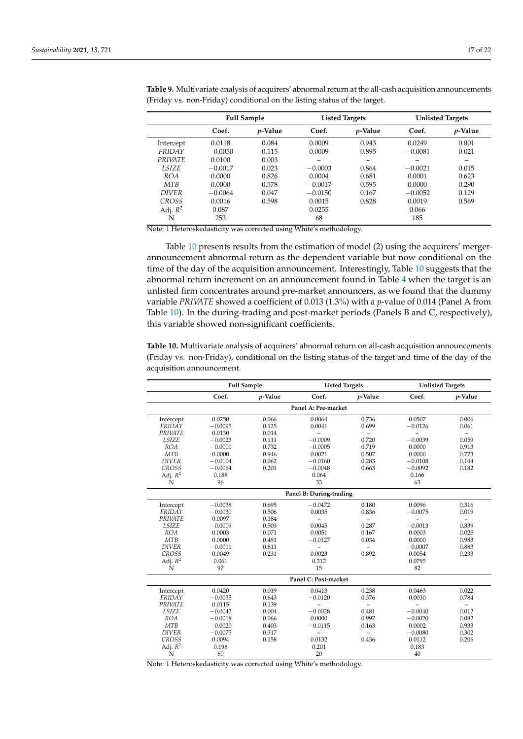**Table 9.** Multivariate analysis of acquirers' abnormal return at the all-cash acquisition announcements (Friday vs. non-Friday) conditional on the listing status of the target.

| | Full Sample | | Listed Targets | | Unlisted Targets | |
|---|---|---|---|---|---|---|
| | Coef. | *p*-Value | Coef. | *p*-Value | Coef. | *p*-Value |
| Intercept | 0.0118 | 0.084 | 0.0009 | 0.943 | 0.0249 | 0.001 |
| *FRIDAY* | −0.0050 | 0.115 | 0.0009 | 0.895 | −0.0081 | 0.021 |
| *PRIVATE* | 0.0100 | 0.003 | – | – | – | – |
| *LSIZE* | −0.0017 | 0.023 | −0.0003 | 0.864 | −0.0021 | 0.015 |
| *ROA* | 0.0000 | 0.826 | 0.0004 | 0.681 | 0.0001 | 0.623 |
| *MTB* | 0.0000 | 0.578 | −0.0017 | 0.595 | 0.0000 | 0.290 |
| *DIVER* | −0.0064 | 0.047 | −0.0150 | 0.167 | −0.0052 | 0.129 |
| *CROSS* | 0.0016 | 0.598 | 0.0015 | 0.828 | 0.0019 | 0.569 |
| Adj. $R^2$ | 0.087 | | 0.0255 | | 0.066 | |
| N | 253 | | 68 | | 185 | |

Note: 1 Heteroskedasticity was corrected using White's methodology.

Table 10 presents results from the estimation of model (2) using the acquirers' merger-announcement abnormal return as the dependent variable but now conditional on the time of the day of the acquisition announcement. Interestingly, Table 10 suggests that the abnormal return increment on an announcement found in Table 4 when the target is an unlisted firm concentrates around pre-market announcers, as we found that the dummy variable *PRIVATE* showed a coefficient of 0.013 (1.3%) with a *p*-value of 0.014 (Panel A from Table 10). In the during-trading and post-market periods (Panels B and C, respectively), this variable showed non-significant coefficients.

**Table 10.** Multivariate analysis of acquirers' abnormal return on all-cash acquisition announcements (Friday vs. non-Friday), conditional on the listing status of the target and time of the day of the acquisition announcement.

| | Full Sample | | Listed Targets | | Unlisted Targets | |
|---|---|---|---|---|---|---|
| | Coef. | *p*-Value | Coef. | *p*-Value | Coef. | *p*-Value |
| **Panel A: Pre-market** | | | | | | |
| Intercept | 0.0250 | 0.066 | 0.0064 | 0.736 | 0.0507 | 0.006 |
| *FRIDAY* | −0.0095 | 0.125 | 0.0041 | 0.699 | −0.0126 | 0.061 |
| *PRIVATE* | 0.0130 | 0.014 | – | – | – | – |
| *LSIZE* | −0.0023 | 0.111 | −0.0009 | 0.720 | −0.0039 | 0.059 |
| *ROA* | −0.0001 | 0.732 | −0.0005 | 0.719 | 0.0000 | 0.913 |
| *MTB* | 0.0000 | 0.946 | 0.0021 | 0.507 | 0.0000 | 0.773 |
| *DIVER* | −0.0104 | 0.062 | −0.0160 | 0.283 | −0.0108 | 0.144 |
| *CROSS* | −0.0064 | 0.201 | −0.0048 | 0.663 | −0.0092 | 0.182 |
| Adj. $R^2$ | 0.188 | | 0.064 | | 0.166 | |
| N | 96 | | 33 | | 63 | |
| **Panel B: During-trading** | | | | | | |
| Intercept | −0.0038 | 0.695 | −0.0472 | 0.180 | 0.0096 | 0.316 |
| *FRIDAY* | −0.0030 | 0.506 | 0.0035 | 0.836 | −0.0075 | 0.019 |
| *PRIVATE* | 0.0097 | 0.184 | – | – | – | – |
| *LSIZE* | −0.0009 | 0.503 | 0.0045 | 0.287 | −0.0013 | 0.339 |
| *ROA* | 0.0003 | 0.071 | 0.0051 | 0.167 | 0.0003 | 0.025 |
| *MTB* | 0.0000 | 0.491 | −0.0127 | 0.034 | 0.0000 | 0.983 |
| *DIVER* | −0.0011 | 0.811 | – | – | −0.0007 | 0.883 |
| *CROSS* | 0.0049 | 0.231 | 0.0023 | 0.892 | 0.0054 | 0.233 |
| Adj. $R^2$ | 0.061 | | 0.312 | | 0.0795 | |
| N | 97 | | 15 | | 82 | |
| **Panel C: Post-market** | | | | | | |
| Intercept | 0.0420 | 0.019 | 0.0413 | 0.238 | 0.0463 | 0.022 |
| *FRIDAY* | −0.0035 | 0.643 | −0.0120 | 0.376 | 0.0030 | 0.784 |
| *PRIVATE* | 0.0115 | 0.139 | – | – | – | – |
| *LSIZE* | −0.0042 | 0.004 | −0.0028 | 0.481 | −0.0040 | 0.012 |
| *ROA* | −0.0018 | 0.066 | 0.0000 | 0.997 | −0.0020 | 0.082 |
| *MTB* | −0.0020 | 0.403 | −0.0115 | 0.163 | 0.0002 | 0.933 |
| *DIVER* | −0.0075 | 0.317 | – | – | −0.0080 | 0.302 |
| *CROSS* | 0.0094 | 0.158 | 0.0132 | 0.436 | 0.0112 | 0.206 |
| Adj. $R^2$ | 0.198 | | 0.201 | | 0.183 | |
| N | 60 | | 20 | | 40 | |

Note: 1 Heteroskedasticity was corrected using White's methodology.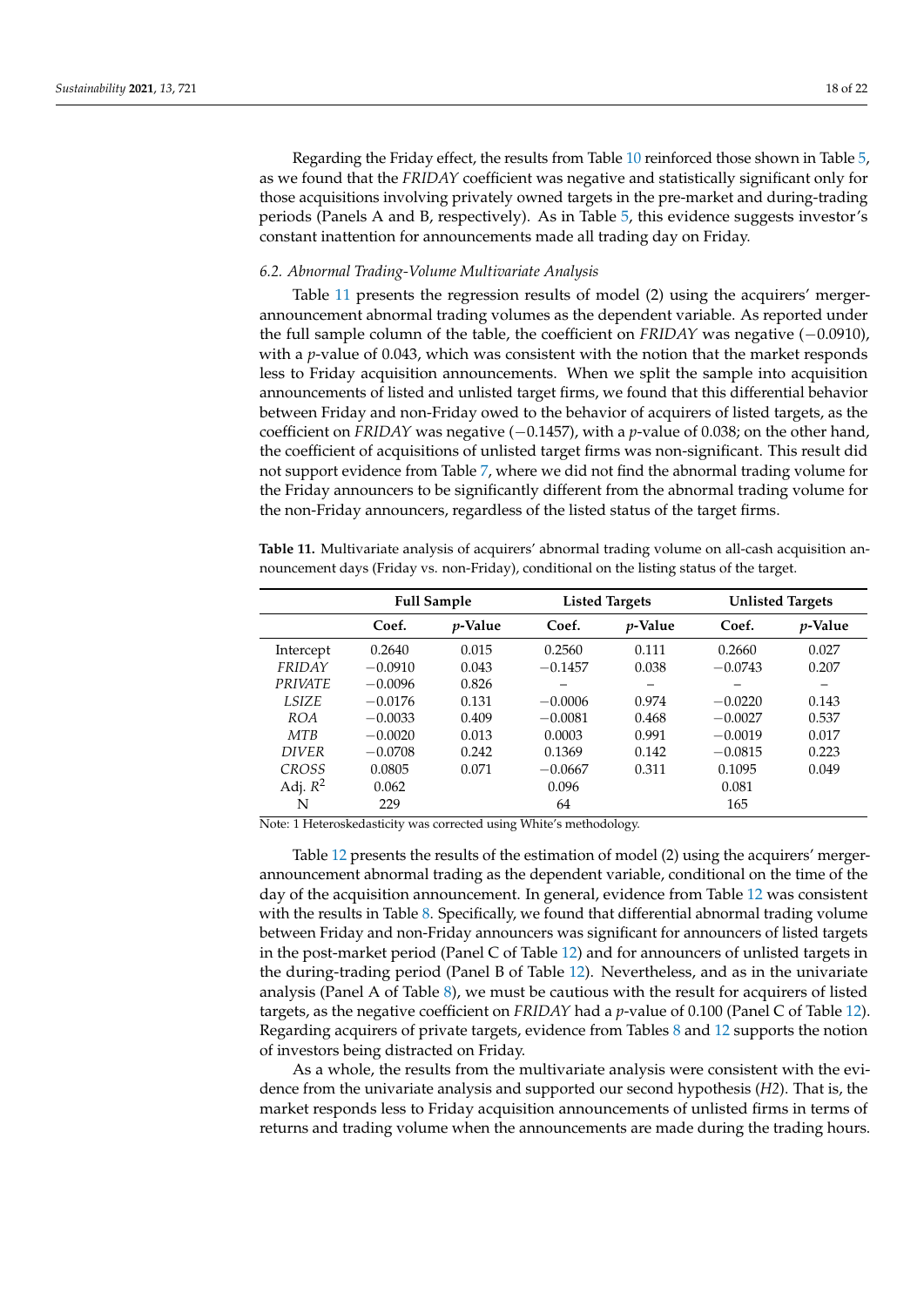Regarding the Friday effect, the results from Table 10 reinforced those shown in Table 5, as we found that the *FRIDAY* coefficient was negative and statistically significant only for those acquisitions involving privately owned targets in the pre-market and during-trading periods (Panels A and B, respectively). As in Table 5, this evidence suggests investor's constant inattention for announcements made all trading day on Friday.

### 6.2. Abnormal Trading-Volume Multivariate Analysis

Table 11 presents the regression results of model (2) using the acquirers' merger-announcement abnormal trading volumes as the dependent variable. As reported under the full sample column of the table, the coefficient on *FRIDAY* was negative (−0.0910), with a *p*-value of 0.043, which was consistent with the notion that the market responds less to Friday acquisition announcements. When we split the sample into acquisition announcements of listed and unlisted target firms, we found that this differential behavior between Friday and non-Friday owed to the behavior of acquirers of listed targets, as the coefficient on *FRIDAY* was negative (−0.1457), with a *p*-value of 0.038; on the other hand, the coefficient of acquisitions of unlisted target firms was non-significant. This result did not support evidence from Table 7, where we did not find the abnormal trading volume for the Friday announcers to be significantly different from the abnormal trading volume for the non-Friday announcers, regardless of the listed status of the target firms.

**Table 11.** Multivariate analysis of acquirers' abnormal trading volume on all-cash acquisition announcement days (Friday vs. non-Friday), conditional on the listing status of the target.

| | **Full Sample** | | **Listed Targets** | | **Unlisted Targets** | |
|---|---|---|---|---|---|---|
| | **Coef.** | ***p*-Value** | **Coef.** | ***p*-Value** | **Coef.** | ***p*-Value** |
| Intercept | 0.2640 | 0.015 | 0.2560 | 0.111 | 0.2660 | 0.027 |
| *FRIDAY* | −0.0910 | 0.043 | −0.1457 | 0.038 | −0.0743 | 0.207 |
| *PRIVATE* | −0.0096 | 0.826 | – | – | – | – |
| *LSIZE* | −0.0176 | 0.131 | −0.0006 | 0.974 | −0.0220 | 0.143 |
| *ROA* | −0.0033 | 0.409 | −0.0081 | 0.468 | −0.0027 | 0.537 |
| *MTB* | −0.0020 | 0.013 | 0.0003 | 0.991 | −0.0019 | 0.017 |
| *DIVER* | −0.0708 | 0.242 | 0.1369 | 0.142 | −0.0815 | 0.223 |
| *CROSS* | 0.0805 | 0.071 | −0.0667 | 0.311 | 0.1095 | 0.049 |
| Adj. $R^2$ | 0.062 | | 0.096 | | 0.081 | |
| N | 229 | | 64 | | 165 | |

Note: 1 Heteroskedasticity was corrected using White's methodology.

Table 12 presents the results of the estimation of model (2) using the acquirers' merger-announcement abnormal trading as the dependent variable, conditional on the time of the day of the acquisition announcement. In general, evidence from Table 12 was consistent with the results in Table 8. Specifically, we found that differential abnormal trading volume between Friday and non-Friday announcers was significant for announcers of listed targets in the post-market period (Panel C of Table 12) and for announcers of unlisted targets in the during-trading period (Panel B of Table 12). Nevertheless, and as in the univariate analysis (Panel A of Table 8), we must be cautious with the result for acquirers of listed targets, as the negative coefficient on *FRIDAY* had a *p*-value of 0.100 (Panel C of Table 12). Regarding acquirers of private targets, evidence from Tables 8 and 12 supports the notion of investors being distracted on Friday.

As a whole, the results from the multivariate analysis were consistent with the evidence from the univariate analysis and supported our second hypothesis (*H2*). That is, the market responds less to Friday acquisition announcements of unlisted firms in terms of returns and trading volume when the announcements are made during the trading hours.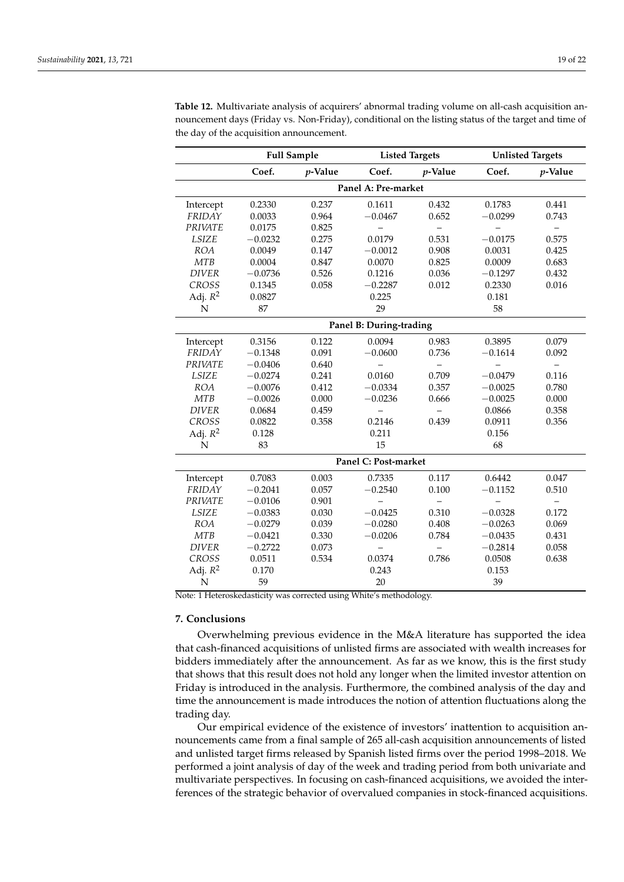**Table 12.** Multivariate analysis of acquirers' abnormal trading volume on all-cash acquisition announcement days (Friday vs. Non-Friday), conditional on the listing status of the target and time of the day of the acquisition announcement.

| | Full Sample | | Listed Targets | | Unlisted Targets | |
|---|---|---|---|---|---|---|
| | Coef. | *p*-Value | Coef. | *p*-Value | Coef. | *p*-Value |
| **Panel A: Pre-market** | | | | | | |
| Intercept | 0.2330 | 0.237 | 0.1611 | 0.432 | 0.1783 | 0.441 |
| *FRIDAY* | 0.0033 | 0.964 | −0.0467 | 0.652 | −0.0299 | 0.743 |
| *PRIVATE* | 0.0175 | 0.825 | – | – | – | – |
| *LSIZE* | −0.0232 | 0.275 | 0.0179 | 0.531 | −0.0175 | 0.575 |
| *ROA* | 0.0049 | 0.147 | −0.0012 | 0.908 | 0.0031 | 0.425 |
| *MTB* | 0.0004 | 0.847 | 0.0070 | 0.825 | 0.0009 | 0.683 |
| *DIVER* | −0.0736 | 0.526 | 0.1216 | 0.036 | −0.1297 | 0.432 |
| *CROSS* | 0.1345 | 0.058 | −0.2287 | 0.012 | 0.2330 | 0.016 |
| Adj. $R^2$ | 0.0827 | | 0.225 | | 0.181 | |
| N | 87 | | 29 | | 58 | |
| **Panel B: During-trading** | | | | | | |
| Intercept | 0.3156 | 0.122 | 0.0094 | 0.983 | 0.3895 | 0.079 |
| *FRIDAY* | −0.1348 | 0.091 | −0.0600 | 0.736 | −0.1614 | 0.092 |
| *PRIVATE* | −0.0406 | 0.640 | – | – | – | – |
| *LSIZE* | −0.0274 | 0.241 | 0.0160 | 0.709 | −0.0479 | 0.116 |
| *ROA* | −0.0076 | 0.412 | −0.0334 | 0.357 | −0.0025 | 0.780 |
| *MTB* | −0.0026 | 0.000 | −0.0236 | 0.666 | −0.0025 | 0.000 |
| *DIVER* | 0.0684 | 0.459 | – | – | 0.0866 | 0.358 |
| *CROSS* | 0.0822 | 0.358 | 0.2146 | 0.439 | 0.0911 | 0.356 |
| Adj. $R^2$ | 0.128 | | 0.211 | | 0.156 | |
| N | 83 | | 15 | | 68 | |
| **Panel C: Post-market** | | | | | | |
| Intercept | 0.7083 | 0.003 | 0.7335 | 0.117 | 0.6442 | 0.047 |
| *FRIDAY* | −0.2041 | 0.057 | −0.2540 | 0.100 | −0.1152 | 0.510 |
| *PRIVATE* | −0.0106 | 0.901 | – | – | – | – |
| *LSIZE* | −0.0383 | 0.030 | −0.0425 | 0.310 | −0.0328 | 0.172 |
| *ROA* | −0.0279 | 0.039 | −0.0280 | 0.408 | −0.0263 | 0.069 |
| *MTB* | −0.0421 | 0.330 | −0.0206 | 0.784 | −0.0435 | 0.431 |
| *DIVER* | −0.2722 | 0.073 | – | – | −0.2814 | 0.058 |
| *CROSS* | 0.0511 | 0.534 | 0.0374 | 0.786 | 0.0508 | 0.638 |
| Adj. $R^2$ | 0.170 | | 0.243 | | 0.153 | |
| N | 59 | | 20 | | 39 | |

Note: 1 Heteroskedasticity was corrected using White's methodology.

## 7. Conclusions

Overwhelming previous evidence in the M&A literature has supported the idea that cash-financed acquisitions of unlisted firms are associated with wealth increases for bidders immediately after the announcement. As far as we know, this is the first study that shows that this result does not hold any longer when the limited investor attention on Friday is introduced in the analysis. Furthermore, the combined analysis of the day and time the announcement is made introduces the notion of attention fluctuations along the trading day.

Our empirical evidence of the existence of investors' inattention to acquisition announcements came from a final sample of 265 all-cash acquisition announcements of listed and unlisted target firms released by Spanish listed firms over the period 1998–2018. We performed a joint analysis of day of the week and trading period from both univariate and multivariate perspectives. In focusing on cash-financed acquisitions, we avoided the interferences of the strategic behavior of overvalued companies in stock-financed acquisitions.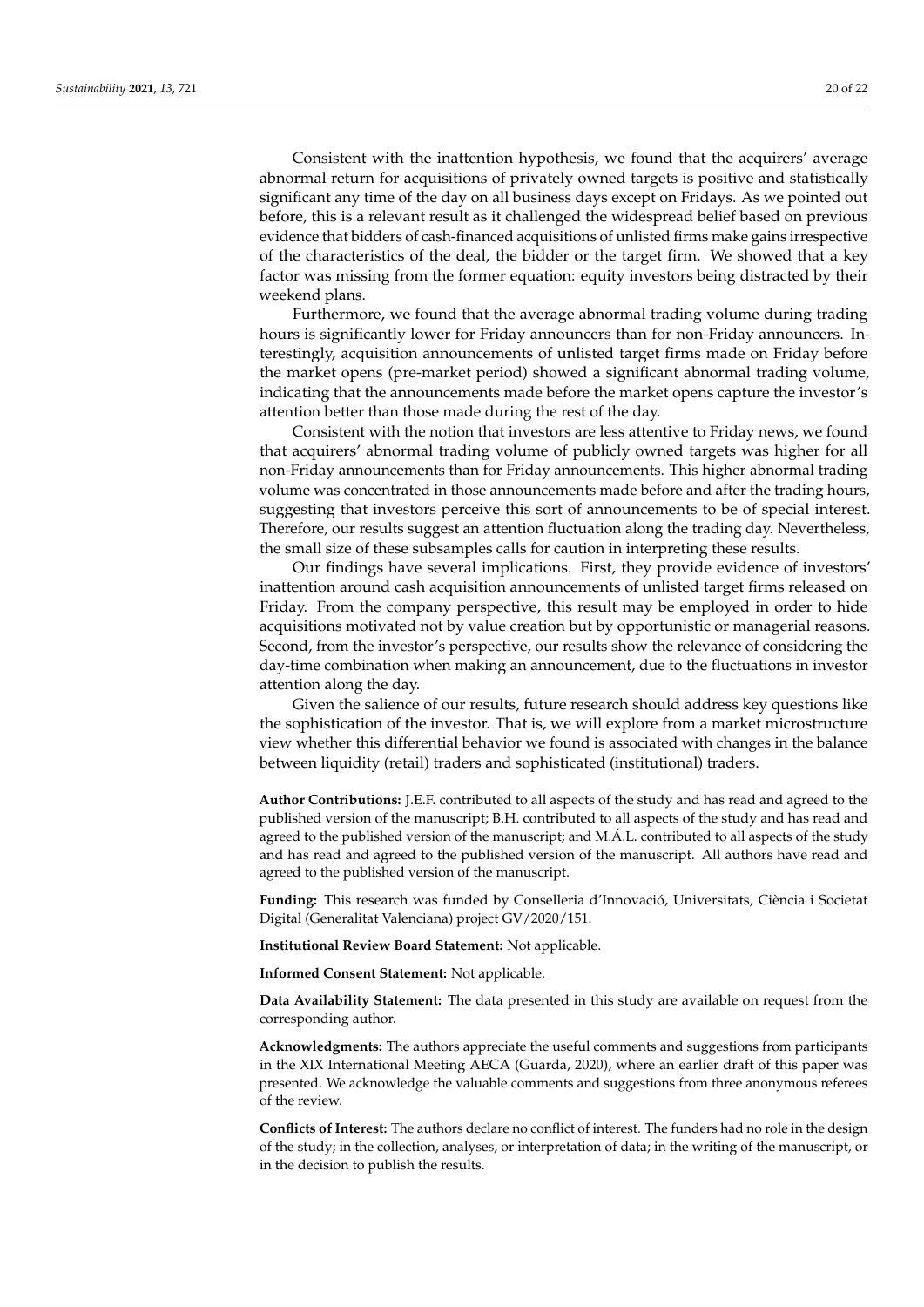Consistent with the inattention hypothesis, we found that the acquirers' average abnormal return for acquisitions of privately owned targets is positive and statistically significant any time of the day on all business days except on Fridays. As we pointed out before, this is a relevant result as it challenged the widespread belief based on previous evidence that bidders of cash-financed acquisitions of unlisted firms make gains irrespective of the characteristics of the deal, the bidder or the target firm. We showed that a key factor was missing from the former equation: equity investors being distracted by their weekend plans.

Furthermore, we found that the average abnormal trading volume during trading hours is significantly lower for Friday announcers than for non-Friday announcers. Interestingly, acquisition announcements of unlisted target firms made on Friday before the market opens (pre-market period) showed a significant abnormal trading volume, indicating that the announcements made before the market opens capture the investor's attention better than those made during the rest of the day.

Consistent with the notion that investors are less attentive to Friday news, we found that acquirers' abnormal trading volume of publicly owned targets was higher for all non-Friday announcements than for Friday announcements. This higher abnormal trading volume was concentrated in those announcements made before and after the trading hours, suggesting that investors perceive this sort of announcements to be of special interest. Therefore, our results suggest an attention fluctuation along the trading day. Nevertheless, the small size of these subsamples calls for caution in interpreting these results.

Our findings have several implications. First, they provide evidence of investors' inattention around cash acquisition announcements of unlisted target firms released on Friday. From the company perspective, this result may be employed in order to hide acquisitions motivated not by value creation but by opportunistic or managerial reasons. Second, from the investor's perspective, our results show the relevance of considering the day-time combination when making an announcement, due to the fluctuations in investor attention along the day.

Given the salience of our results, future research should address key questions like the sophistication of the investor. That is, we will explore from a market microstructure view whether this differential behavior we found is associated with changes in the balance between liquidity (retail) traders and sophisticated (institutional) traders.

**Author Contributions:** J.E.F. contributed to all aspects of the study and has read and agreed to the published version of the manuscript; B.H. contributed to all aspects of the study and has read and agreed to the published version of the manuscript; and M.Á.L. contributed to all aspects of the study and has read and agreed to the published version of the manuscript. All authors have read and agreed to the published version of the manuscript.

**Funding:** This research was funded by Conselleria d'Innovació, Universitats, Ciència i Societat Digital (Generalitat Valenciana) project GV/2020/151.

**Institutional Review Board Statement:** Not applicable.

**Informed Consent Statement:** Not applicable.

**Data Availability Statement:** The data presented in this study are available on request from the corresponding author.

**Acknowledgments:** The authors appreciate the useful comments and suggestions from participants in the XIX International Meeting AECA (Guarda, 2020), where an earlier draft of this paper was presented. We acknowledge the valuable comments and suggestions from three anonymous referees of the review.

**Conflicts of Interest:** The authors declare no conflict of interest. The funders had no role in the design of the study; in the collection, analyses, or interpretation of data; in the writing of the manuscript, or in the decision to publish the results.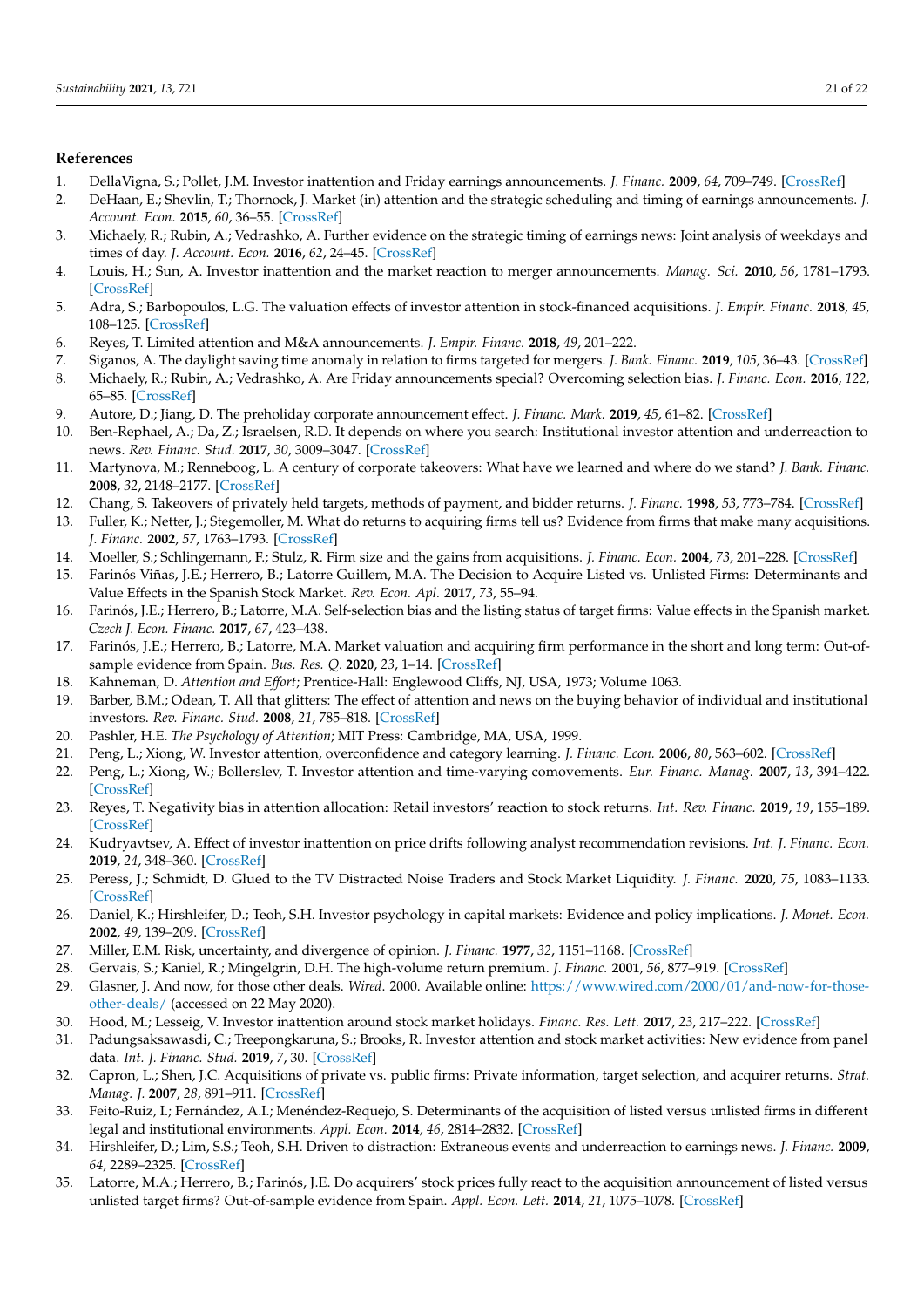## References

1. DellaVigna, S.; Pollet, J.M. Investor inattention and Friday earnings announcements. *J. Financ.* **2009**, *64*, 709–749. [CrossRef]
2. DeHaan, E.; Shevlin, T.; Thornock, J. Market (in) attention and the strategic scheduling and timing of earnings announcements. *J. Account. Econ.* **2015**, *60*, 36–55. [CrossRef]
3. Michaely, R.; Rubin, A.; Vedrashko, A. Further evidence on the strategic timing of earnings news: Joint analysis of weekdays and times of day. *J. Account. Econ.* **2016**, *62*, 24–45. [CrossRef]
4. Louis, H.; Sun, A. Investor inattention and the market reaction to merger announcements. *Manag. Sci.* **2010**, *56*, 1781–1793. [CrossRef]
5. Adra, S.; Barbopoulos, L.G. The valuation effects of investor attention in stock-financed acquisitions. *J. Empir. Financ.* **2018**, *45*, 108–125. [CrossRef]
6. Reyes, T. Limited attention and M&A announcements. *J. Empir. Financ.* **2018**, *49*, 201–222.
7. Siganos, A. The daylight saving time anomaly in relation to firms targeted for mergers. *J. Bank. Financ.* **2019**, *105*, 36–43. [CrossRef]
8. Michaely, R.; Rubin, A.; Vedrashko, A. Are Friday announcements special? Overcoming selection bias. *J. Financ. Econ.* **2016**, *122*, 65–85. [CrossRef]
9. Autore, D.; Jiang, D. The preholiday corporate announcement effect. *J. Financ. Mark.* **2019**, *45*, 61–82. [CrossRef]
10. Ben-Rephael, A.; Da, Z.; Israelsen, R.D. It depends on where you search: Institutional investor attention and underreaction to news. *Rev. Financ. Stud.* **2017**, *30*, 3009–3047. [CrossRef]
11. Martynova, M.; Renneboog, L. A century of corporate takeovers: What have we learned and where do we stand? *J. Bank. Financ.* **2008**, *32*, 2148–2177. [CrossRef]
12. Chang, S. Takeovers of privately held targets, methods of payment, and bidder returns. *J. Financ.* **1998**, *53*, 773–784. [CrossRef]
13. Fuller, K.; Netter, J.; Stegemoller, M. What do returns to acquiring firms tell us? Evidence from firms that make many acquisitions. *J. Financ.* **2002**, *57*, 1763–1793. [CrossRef]
14. Moeller, S.; Schlingemann, F.; Stulz, R. Firm size and the gains from acquisitions. *J. Financ. Econ.* **2004**, *73*, 201–228. [CrossRef]
15. Farinós Viñas, J.E.; Herrero, B.; Latorre Guillem, M.A. The Decision to Acquire Listed vs. Unlisted Firms: Determinants and Value Effects in the Spanish Stock Market. *Rev. Econ. Apl.* **2017**, *73*, 55–94.
16. Farinós, J.E.; Herrero, B.; Latorre, M.A. Self-selection bias and the listing status of target firms: Value effects in the Spanish market. *Czech J. Econ. Financ.* **2017**, *67*, 423–438.
17. Farinós, J.E.; Herrero, B.; Latorre, M.A. Market valuation and acquiring firm performance in the short and long term: Out-of-sample evidence from Spain. *Bus. Res. Q.* **2020**, *23*, 1–14. [CrossRef]
18. Kahneman, D. *Attention and Effort*; Prentice-Hall: Englewood Cliffs, NJ, USA, 1973; Volume 1063.
19. Barber, B.M.; Odean, T. All that glitters: The effect of attention and news on the buying behavior of individual and institutional investors. *Rev. Financ. Stud.* **2008**, *21*, 785–818. [CrossRef]
20. Pashler, H.E. *The Psychology of Attention*; MIT Press: Cambridge, MA, USA, 1999.
21. Peng, L.; Xiong, W. Investor attention, overconfidence and category learning. *J. Financ. Econ.* **2006**, *80*, 563–602. [CrossRef]
22. Peng, L.; Xiong, W.; Bollerslev, T. Investor attention and time-varying comovements. *Eur. Financ. Manag.* **2007**, *13*, 394–422. [CrossRef]
23. Reyes, T. Negativity bias in attention allocation: Retail investors' reaction to stock returns. *Int. Rev. Financ.* **2019**, *19*, 155–189. [CrossRef]
24. Kudryavtsev, A. Effect of investor inattention on price drifts following analyst recommendation revisions. *Int. J. Financ. Econ.* **2019**, *24*, 348–360. [CrossRef]
25. Peress, J.; Schmidt, D. Glued to the TV Distracted Noise Traders and Stock Market Liquidity. *J. Financ.* **2020**, *75*, 1083–1133. [CrossRef]
26. Daniel, K.; Hirshleifer, D.; Teoh, S.H. Investor psychology in capital markets: Evidence and policy implications. *J. Monet. Econ.* **2002**, *49*, 139–209. [CrossRef]
27. Miller, E.M. Risk, uncertainty, and divergence of opinion. *J. Financ.* **1977**, *32*, 1151–1168. [CrossRef]
28. Gervais, S.; Kaniel, R.; Mingelgrin, D.H. The high-volume return premium. *J. Financ.* **2001**, *56*, 877–919. [CrossRef]
29. Glasner, J. And now, for those other deals. *Wired*. 2000. Available online: https://www.wired.com/2000/01/and-now-for-those-other-deals/ (accessed on 22 May 2020).
30. Hood, M.; Lesseig, V. Investor inattention around stock market holidays. *Financ. Res. Lett.* **2017**, *23*, 217–222. [CrossRef]
31. Padungsaksawasdi, C.; Treepongkaruna, S.; Brooks, R. Investor attention and stock market activities: New evidence from panel data. *Int. J. Financ. Stud.* **2019**, *7*, 30. [CrossRef]
32. Capron, L.; Shen, J.C. Acquisitions of private vs. public firms: Private information, target selection, and acquirer returns. *Strat. Manag. J.* **2007**, *28*, 891–911. [CrossRef]
33. Feito-Ruiz, I.; Fernández, A.I.; Menéndez-Requejo, S. Determinants of the acquisition of listed versus unlisted firms in different legal and institutional environments. *Appl. Econ.* **2014**, *46*, 2814–2832. [CrossRef]
34. Hirshleifer, D.; Lim, S.S.; Teoh, S.H. Driven to distraction: Extraneous events and underreaction to earnings news. *J. Financ.* **2009**, *64*, 2289–2325. [CrossRef]
35. Latorre, M.A.; Herrero, B.; Farinós, J.E. Do acquirers' stock prices fully react to the acquisition announcement of listed versus unlisted target firms? Out-of-sample evidence from Spain. *Appl. Econ. Lett.* **2014**, *21*, 1075–1078. [CrossRef]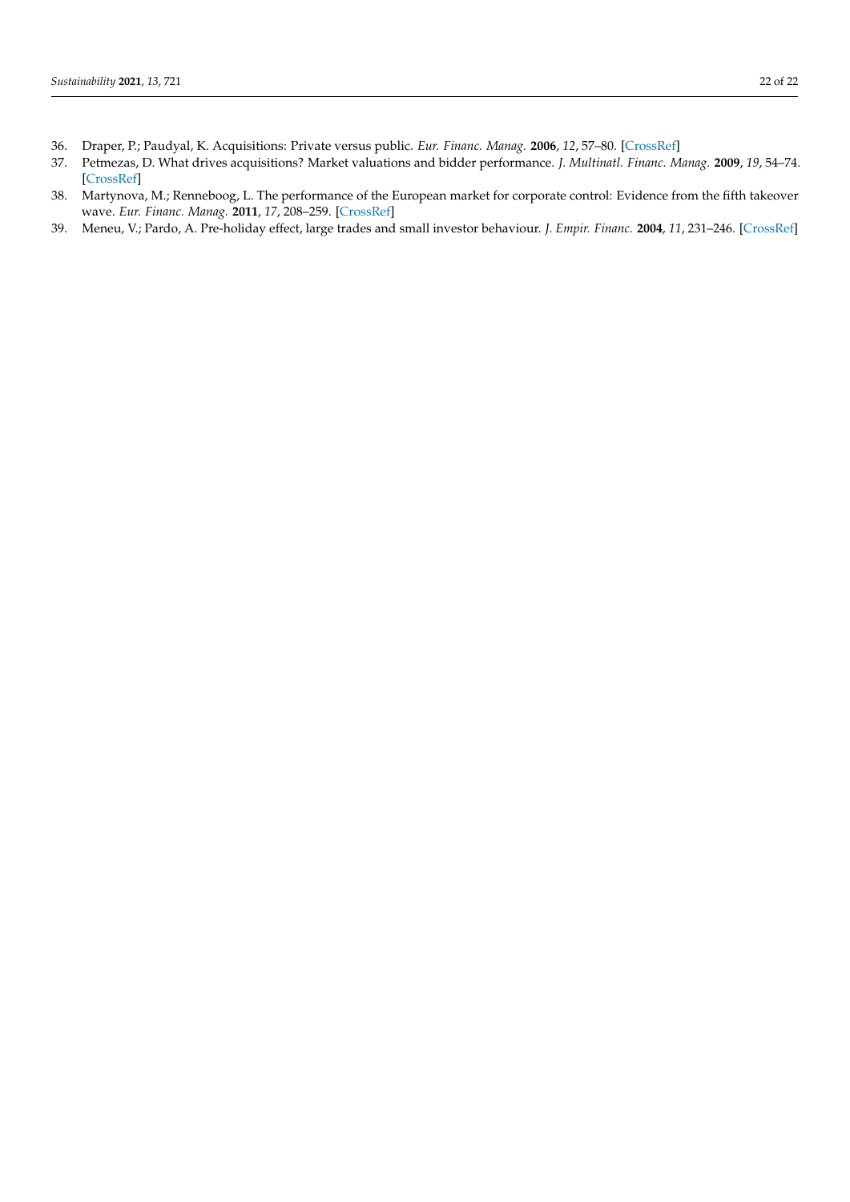36. Draper, P.; Paudyal, K. Acquisitions: Private versus public. *Eur. Financ. Manag.* **2006**, *12*, 57–80. [CrossRef]
37. Petmezas, D. What drives acquisitions? Market valuations and bidder performance. *J. Multinatl. Financ. Manag.* **2009**, *19*, 54–74. [CrossRef]
38. Martynova, M.; Renneboog, L. The performance of the European market for corporate control: Evidence from the fifth takeover wave. *Eur. Financ. Manag.* **2011**, *17*, 208–259. [CrossRef]
39. Meneu, V.; Pardo, A. Pre-holiday effect, large trades and small investor behaviour. *J. Empir. Financ.* **2004**, *11*, 231–246. [CrossRef]